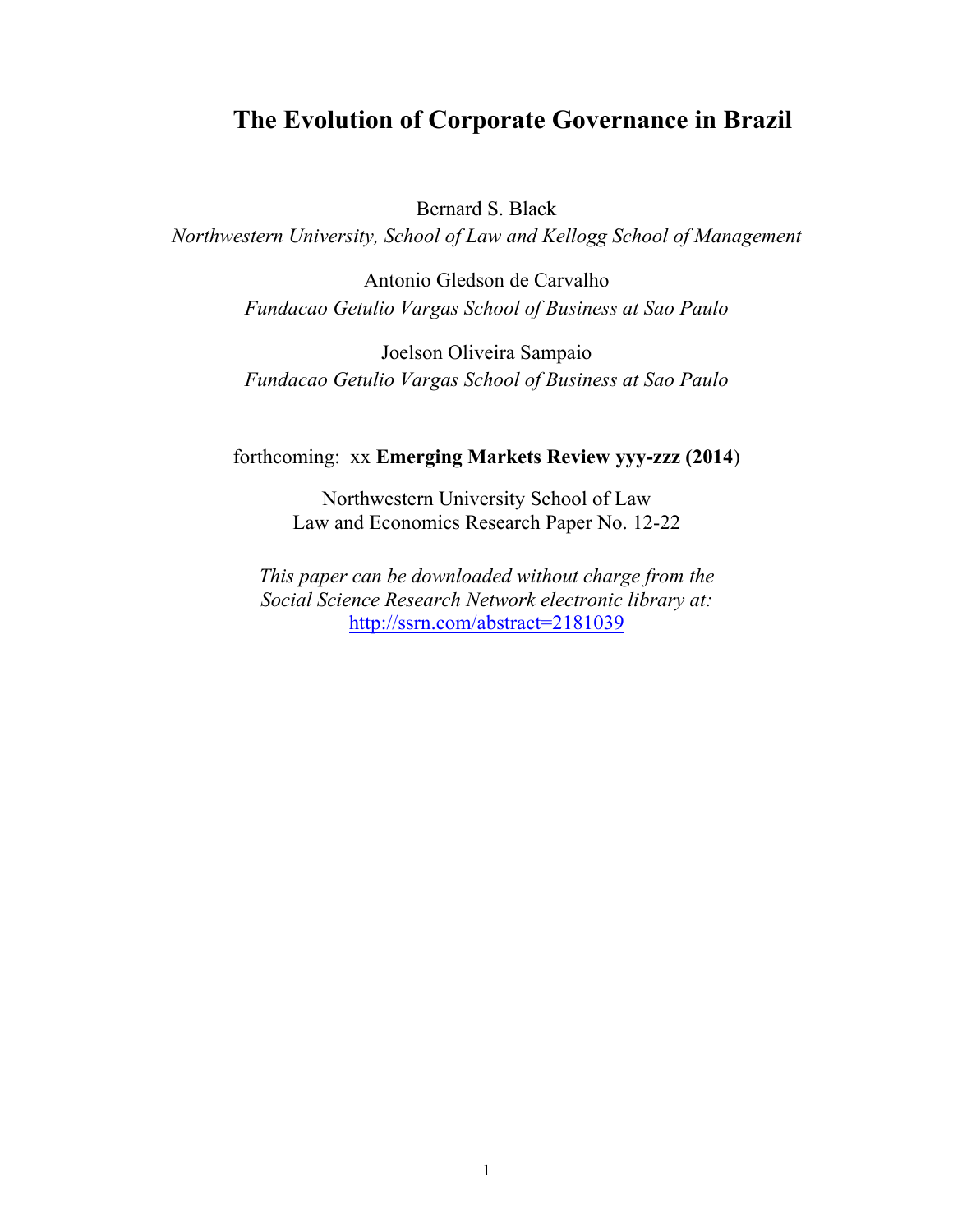# The Evolution of Corporate Governance in Brazil

Bernard S. Black

*Northwestern University, School of Law and Kellogg School of Management*

Antonio Gledson de Carvalho

*Fundacao Getulio Vargas School of Business at Sao Paulo*

Joelson Oliveira Sampaio

*Fundacao Getulio Vargas School of Business at Sao Paulo*

forthcoming: xx **Emerging Markets Review yyy-zzz (2014**)

Northwestern University School of Law
Law and Economics Research Paper No. 12-22

*This paper can be downloaded without charge from the Social Science Research Network electronic library at:*
[http://ssrn.com/abstract=2181039](http://ssrn.com/abstract=2181039)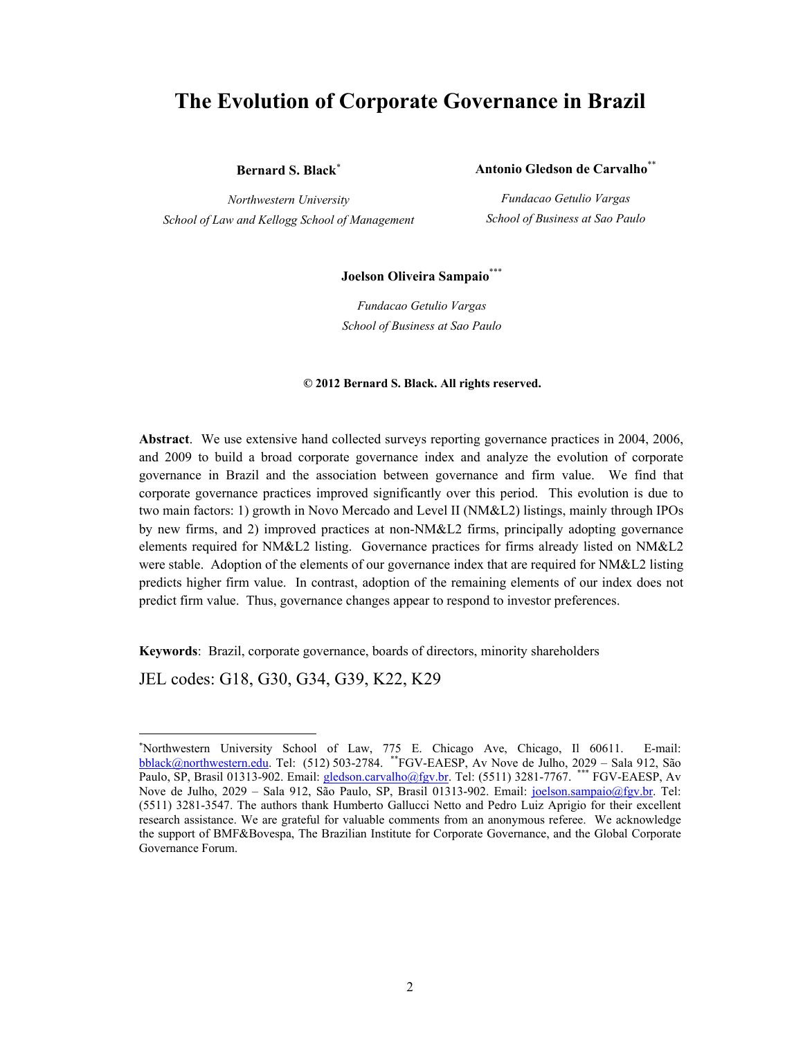# The Evolution of Corporate Governance in Brazil

**Bernard S. Black**[*]

*Northwestern University*
*School of Law and Kellogg School of Management*

**Antonio Gledson de Carvalho**[**]

*Fundacao Getulio Vargas*
*School of Business at Sao Paulo*

**Joelson Oliveira Sampaio**[***]

*Fundacao Getulio Vargas*
*School of Business at Sao Paulo*

**© 2012 Bernard S. Black. All rights reserved.**

**Abstract**. We use extensive hand collected surveys reporting governance practices in 2004, 2006, and 2009 to build a broad corporate governance index and analyze the evolution of corporate governance in Brazil and the association between governance and firm value. We find that corporate governance practices improved significantly over this period. This evolution is due to two main factors: 1) growth in Novo Mercado and Level II (NM&L2) listings, mainly through IPOs by new firms, and 2) improved practices at non-NM&L2 firms, principally adopting governance elements required for NM&L2 listing. Governance practices for firms already listed on NM&L2 were stable. Adoption of the elements of our governance index that are required for NM&L2 listing predicts higher firm value. In contrast, adoption of the remaining elements of our index does not predict firm value. Thus, governance changes appear to respond to investor preferences.

**Keywords**: Brazil, corporate governance, boards of directors, minority shareholders

JEL codes: G18, G30, G34, G39, K22, K29

---

[*] Northwestern University School of Law, 775 E. Chicago Ave, Chicago, Il 60611. E-mail: bblack@northwestern.edu. Tel: (512) 503-2784. [**] FGV-EAESP, Av Nove de Julho, 2029 – Sala 912, São Paulo, SP, Brasil 01313-902. Email: gledson.carvalho@fgv.br. Tel: (5511) 3281-7767. [***] FGV-EAESP, Av Nove de Julho, 2029 – Sala 912, São Paulo, SP, Brasil 01313-902. Email: joelson.sampaio@fgv.br. Tel: (5511) 3281-3547. The authors thank Humberto Gallucci Netto and Pedro Luiz Aprigio for their excellent research assistance. We are grateful for valuable comments from an anonymous referee. We acknowledge the support of BMF&Bovespa, The Brazilian Institute for Corporate Governance, and the Global Corporate Governance Forum.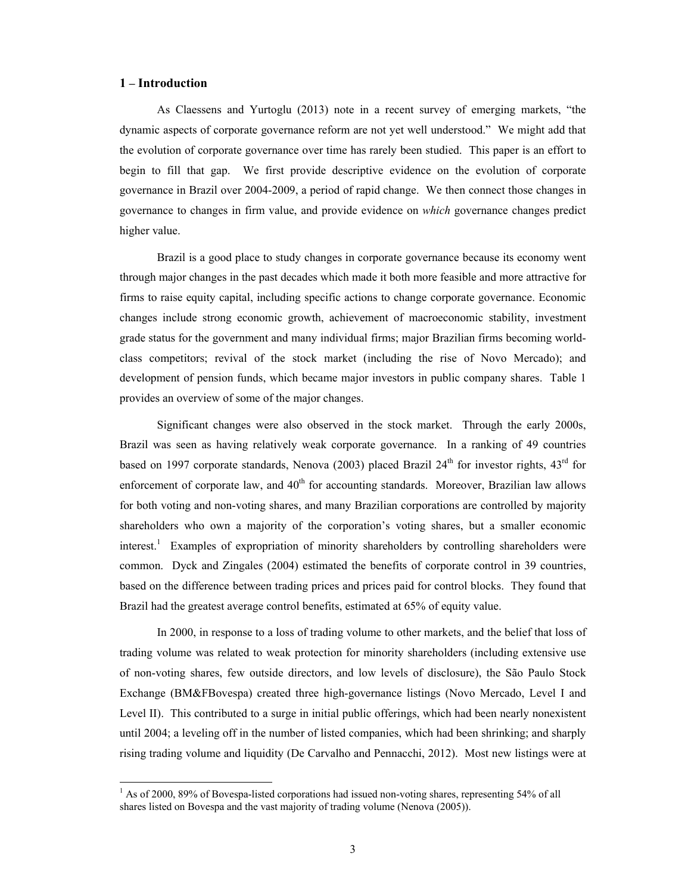## 1 – Introduction

As Claessens and Yurtoglu (2013) note in a recent survey of emerging markets, "the dynamic aspects of corporate governance reform are not yet well understood." We might add that the evolution of corporate governance over time has rarely been studied. This paper is an effort to begin to fill that gap. We first provide descriptive evidence on the evolution of corporate governance in Brazil over 2004-2009, a period of rapid change. We then connect those changes in governance to changes in firm value, and provide evidence on *which* governance changes predict higher value.

Brazil is a good place to study changes in corporate governance because its economy went through major changes in the past decades which made it both more feasible and more attractive for firms to raise equity capital, including specific actions to change corporate governance. Economic changes include strong economic growth, achievement of macroeconomic stability, investment grade status for the government and many individual firms; major Brazilian firms becoming world-class competitors; revival of the stock market (including the rise of Novo Mercado); and development of pension funds, which became major investors in public company shares. Table 1 provides an overview of some of the major changes.

Significant changes were also observed in the stock market. Through the early 2000s, Brazil was seen as having relatively weak corporate governance. In a ranking of 49 countries based on 1997 corporate standards, Nenova (2003) placed Brazil 24th for investor rights, 43rd for enforcement of corporate law, and 40th for accounting standards. Moreover, Brazilian law allows for both voting and non-voting shares, and many Brazilian corporations are controlled by majority shareholders who own a majority of the corporation's voting shares, but a smaller economic interest.[1] Examples of expropriation of minority shareholders by controlling shareholders were common. Dyck and Zingales (2004) estimated the benefits of corporate control in 39 countries, based on the difference between trading prices and prices paid for control blocks. They found that Brazil had the greatest average control benefits, estimated at 65% of equity value.

In 2000, in response to a loss of trading volume to other markets, and the belief that loss of trading volume was related to weak protection for minority shareholders (including extensive use of non-voting shares, few outside directors, and low levels of disclosure), the São Paulo Stock Exchange (BM&FBovespa) created three high-governance listings (Novo Mercado, Level I and Level II). This contributed to a surge in initial public offerings, which had been nearly nonexistent until 2004; a leveling off in the number of listed companies, which had been shrinking; and sharply rising trading volume and liquidity (De Carvalho and Pennacchi, 2012). Most new listings were at

[1] As of 2000, 89% of Bovespa-listed corporations had issued non-voting shares, representing 54% of all shares listed on Bovespa and the vast majority of trading volume (Nenova (2005)).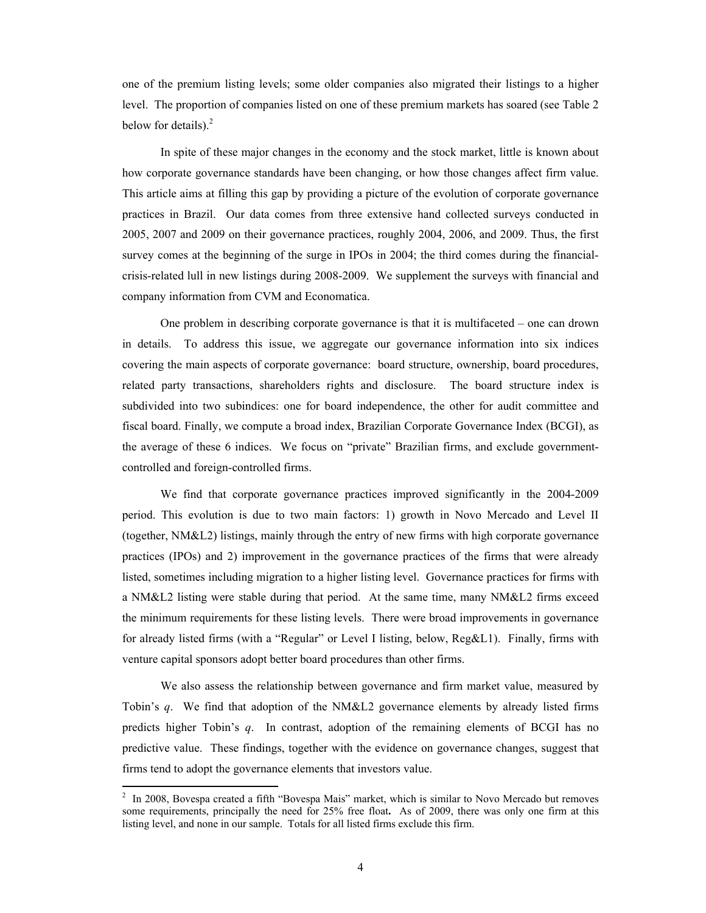one of the premium listing levels; some older companies also migrated their listings to a higher level. The proportion of companies listed on one of these premium markets has soared (see Table 2 below for details).[2]

In spite of these major changes in the economy and the stock market, little is known about how corporate governance standards have been changing, or how those changes affect firm value. This article aims at filling this gap by providing a picture of the evolution of corporate governance practices in Brazil. Our data comes from three extensive hand collected surveys conducted in 2005, 2007 and 2009 on their governance practices, roughly 2004, 2006, and 2009. Thus, the first survey comes at the beginning of the surge in IPOs in 2004; the third comes during the financial-crisis-related lull in new listings during 2008-2009. We supplement the surveys with financial and company information from CVM and Economatica.

One problem in describing corporate governance is that it is multifaceted – one can drown in details. To address this issue, we aggregate our governance information into six indices covering the main aspects of corporate governance: board structure, ownership, board procedures, related party transactions, shareholders rights and disclosure. The board structure index is subdivided into two subindices: one for board independence, the other for audit committee and fiscal board. Finally, we compute a broad index, Brazilian Corporate Governance Index (BCGI), as the average of these 6 indices. We focus on "private" Brazilian firms, and exclude government-controlled and foreign-controlled firms.

We find that corporate governance practices improved significantly in the 2004-2009 period. This evolution is due to two main factors: 1) growth in Novo Mercado and Level II (together, NM&L2) listings, mainly through the entry of new firms with high corporate governance practices (IPOs) and 2) improvement in the governance practices of the firms that were already listed, sometimes including migration to a higher listing level. Governance practices for firms with a NM&L2 listing were stable during that period. At the same time, many NM&L2 firms exceed the minimum requirements for these listing levels. There were broad improvements in governance for already listed firms (with a "Regular" or Level I listing, below, Reg&L1). Finally, firms with venture capital sponsors adopt better board procedures than other firms.

We also assess the relationship between governance and firm market value, measured by Tobin's *q*. We find that adoption of the NM&L2 governance elements by already listed firms predicts higher Tobin's *q*. In contrast, adoption of the remaining elements of BCGI has no predictive value. These findings, together with the evidence on governance changes, suggest that firms tend to adopt the governance elements that investors value.

[2] In 2008, Bovespa created a fifth "Bovespa Mais" market, which is similar to Novo Mercado but removes some requirements, principally the need for 25% free float**.** As of 2009, there was only one firm at this listing level, and none in our sample. Totals for all listed firms exclude this firm.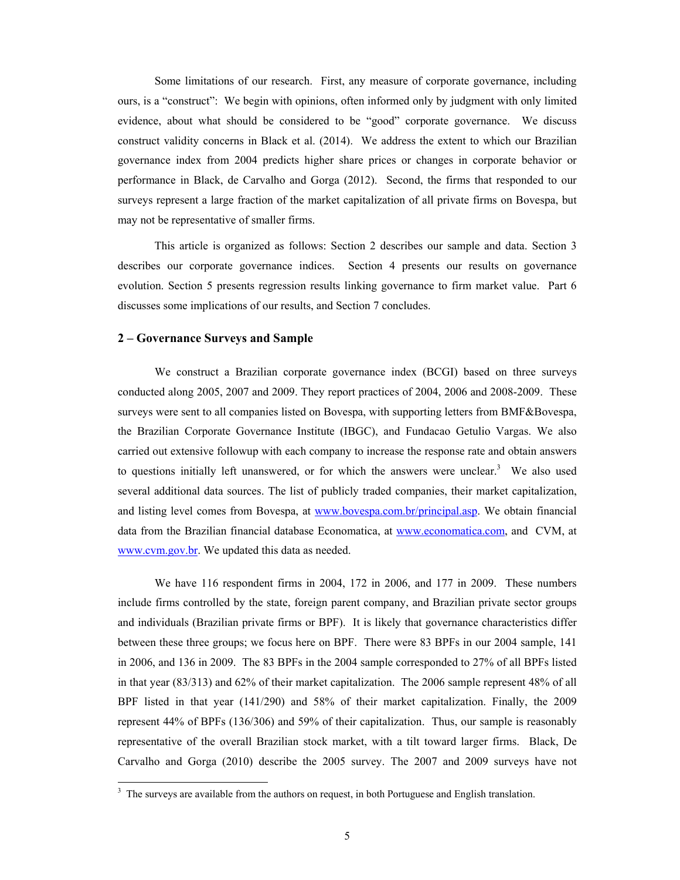Some limitations of our research. First, any measure of corporate governance, including ours, is a "construct": We begin with opinions, often informed only by judgment with only limited evidence, about what should be considered to be "good" corporate governance. We discuss construct validity concerns in Black et al. (2014). We address the extent to which our Brazilian governance index from 2004 predicts higher share prices or changes in corporate behavior or performance in Black, de Carvalho and Gorga (2012). Second, the firms that responded to our surveys represent a large fraction of the market capitalization of all private firms on Bovespa, but may not be representative of smaller firms.

This article is organized as follows: Section 2 describes our sample and data. Section 3 describes our corporate governance indices. Section 4 presents our results on governance evolution. Section 5 presents regression results linking governance to firm market value. Part 6 discusses some implications of our results, and Section 7 concludes.

## 2 – Governance Surveys and Sample

We construct a Brazilian corporate governance index (BCGI) based on three surveys conducted along 2005, 2007 and 2009. They report practices of 2004, 2006 and 2008-2009. These surveys were sent to all companies listed on Bovespa, with supporting letters from BMF&Bovespa, the Brazilian Corporate Governance Institute (IBGC), and Fundacao Getulio Vargas. We also carried out extensive followup with each company to increase the response rate and obtain answers to questions initially left unanswered, or for which the answers were unclear.[3] We also used several additional data sources. The list of publicly traded companies, their market capitalization, and listing level comes from Bovespa, at www.bovespa.com.br/principal.asp. We obtain financial data from the Brazilian financial database Economatica, at www.economatica.com, and CVM, at www.cvm.gov.br. We updated this data as needed.

We have 116 respondent firms in 2004, 172 in 2006, and 177 in 2009. These numbers include firms controlled by the state, foreign parent company, and Brazilian private sector groups and individuals (Brazilian private firms or BPF). It is likely that governance characteristics differ between these three groups; we focus here on BPF. There were 83 BPFs in our 2004 sample, 141 in 2006, and 136 in 2009. The 83 BPFs in the 2004 sample corresponded to 27% of all BPFs listed in that year (83/313) and 62% of their market capitalization. The 2006 sample represent 48% of all BPF listed in that year (141/290) and 58% of their market capitalization. Finally, the 2009 represent 44% of BPFs (136/306) and 59% of their capitalization. Thus, our sample is reasonably representative of the overall Brazilian stock market, with a tilt toward larger firms. Black, De Carvalho and Gorga (2010) describe the 2005 survey. The 2007 and 2009 surveys have not

[3] The surveys are available from the authors on request, in both Portuguese and English translation.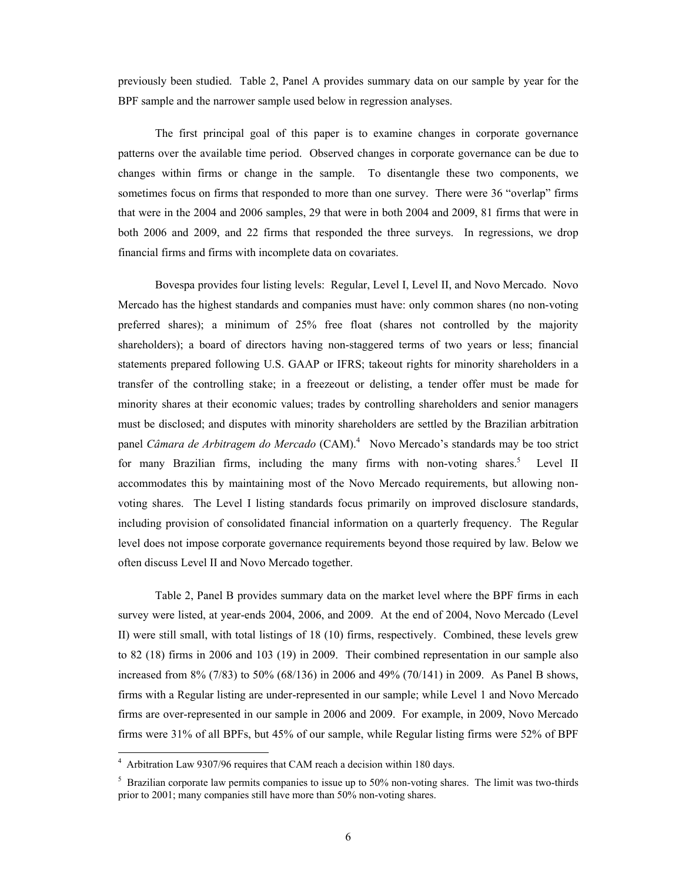previously been studied. Table 2, Panel A provides summary data on our sample by year for the BPF sample and the narrower sample used below in regression analyses.

The first principal goal of this paper is to examine changes in corporate governance patterns over the available time period. Observed changes in corporate governance can be due to changes within firms or change in the sample. To disentangle these two components, we sometimes focus on firms that responded to more than one survey. There were 36 "overlap" firms that were in the 2004 and 2006 samples, 29 that were in both 2004 and 2009, 81 firms that were in both 2006 and 2009, and 22 firms that responded the three surveys. In regressions, we drop financial firms and firms with incomplete data on covariates.

Bovespa provides four listing levels: Regular, Level I, Level II, and Novo Mercado. Novo Mercado has the highest standards and companies must have: only common shares (no non-voting preferred shares); a minimum of 25% free float (shares not controlled by the majority shareholders); a board of directors having non-staggered terms of two years or less; financial statements prepared following U.S. GAAP or IFRS; takeout rights for minority shareholders in a transfer of the controlling stake; in a freezeout or delisting, a tender offer must be made for minority shares at their economic values; trades by controlling shareholders and senior managers must be disclosed; and disputes with minority shareholders are settled by the Brazilian arbitration panel *Câmara de Arbitragem do Mercado* (CAM).[4] Novo Mercado's standards may be too strict for many Brazilian firms, including the many firms with non-voting shares.[5] Level II accommodates this by maintaining most of the Novo Mercado requirements, but allowing non-voting shares. The Level I listing standards focus primarily on improved disclosure standards, including provision of consolidated financial information on a quarterly frequency. The Regular level does not impose corporate governance requirements beyond those required by law. Below we often discuss Level II and Novo Mercado together.

Table 2, Panel B provides summary data on the market level where the BPF firms in each survey were listed, at year-ends 2004, 2006, and 2009. At the end of 2004, Novo Mercado (Level II) were still small, with total listings of 18 (10) firms, respectively. Combined, these levels grew to 82 (18) firms in 2006 and 103 (19) in 2009. Their combined representation in our sample also increased from 8% (7/83) to 50% (68/136) in 2006 and 49% (70/141) in 2009. As Panel B shows, firms with a Regular listing are under-represented in our sample; while Level 1 and Novo Mercado firms are over-represented in our sample in 2006 and 2009. For example, in 2009, Novo Mercado firms were 31% of all BPFs, but 45% of our sample, while Regular listing firms were 52% of BPF

[4] Arbitration Law 9307/96 requires that CAM reach a decision within 180 days.

[5] Brazilian corporate law permits companies to issue up to 50% non-voting shares. The limit was two-thirds prior to 2001; many companies still have more than 50% non-voting shares.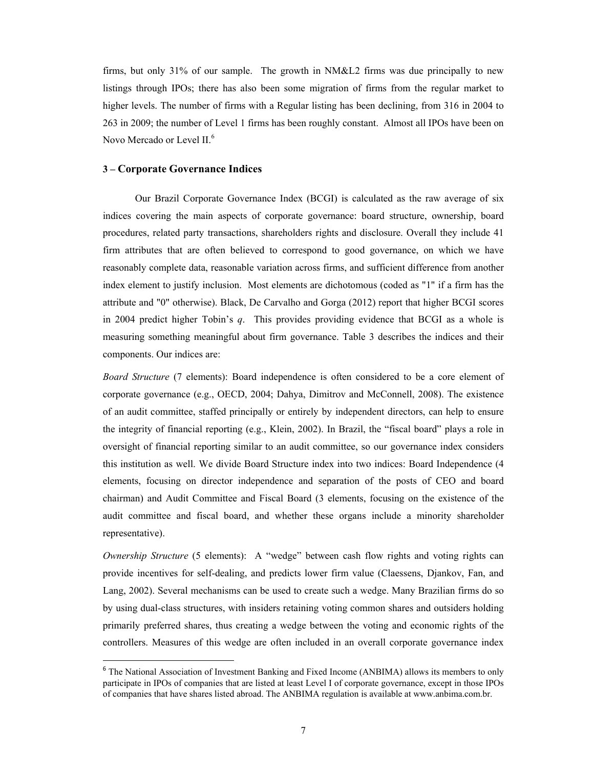firms, but only 31% of our sample. The growth in NM&L2 firms was due principally to new listings through IPOs; there has also been some migration of firms from the regular market to higher levels. The number of firms with a Regular listing has been declining, from 316 in 2004 to 263 in 2009; the number of Level 1 firms has been roughly constant. Almost all IPOs have been on Novo Mercado or Level II.[6]

### 3 – Corporate Governance Indices

Our Brazil Corporate Governance Index (BCGI) is calculated as the raw average of six indices covering the main aspects of corporate governance: board structure, ownership, board procedures, related party transactions, shareholders rights and disclosure. Overall they include 41 firm attributes that are often believed to correspond to good governance, on which we have reasonably complete data, reasonable variation across firms, and sufficient difference from another index element to justify inclusion. Most elements are dichotomous (coded as "1" if a firm has the attribute and "0" otherwise). Black, De Carvalho and Gorga (2012) report that higher BCGI scores in 2004 predict higher Tobin's *q*. This provides providing evidence that BCGI as a whole is measuring something meaningful about firm governance. Table 3 describes the indices and their components. Our indices are:

*Board Structure* (7 elements): Board independence is often considered to be a core element of corporate governance (e.g., OECD, 2004; Dahya, Dimitrov and McConnell, 2008). The existence of an audit committee, staffed principally or entirely by independent directors, can help to ensure the integrity of financial reporting (e.g., Klein, 2002). In Brazil, the "fiscal board" plays a role in oversight of financial reporting similar to an audit committee, so our governance index considers this institution as well. We divide Board Structure index into two indices: Board Independence (4 elements, focusing on director independence and separation of the posts of CEO and board chairman) and Audit Committee and Fiscal Board (3 elements, focusing on the existence of the audit committee and fiscal board, and whether these organs include a minority shareholder representative).

*Ownership Structure* (5 elements): A "wedge" between cash flow rights and voting rights can provide incentives for self-dealing, and predicts lower firm value (Claessens, Djankov, Fan, and Lang, 2002). Several mechanisms can be used to create such a wedge. Many Brazilian firms do so by using dual-class structures, with insiders retaining voting common shares and outsiders holding primarily preferred shares, thus creating a wedge between the voting and economic rights of the controllers. Measures of this wedge are often included in an overall corporate governance index

[6] The National Association of Investment Banking and Fixed Income (ANBIMA) allows its members to only participate in IPOs of companies that are listed at least Level I of corporate governance, except in those IPOs of companies that have shares listed abroad. The ANBIMA regulation is available at www.anbima.com.br.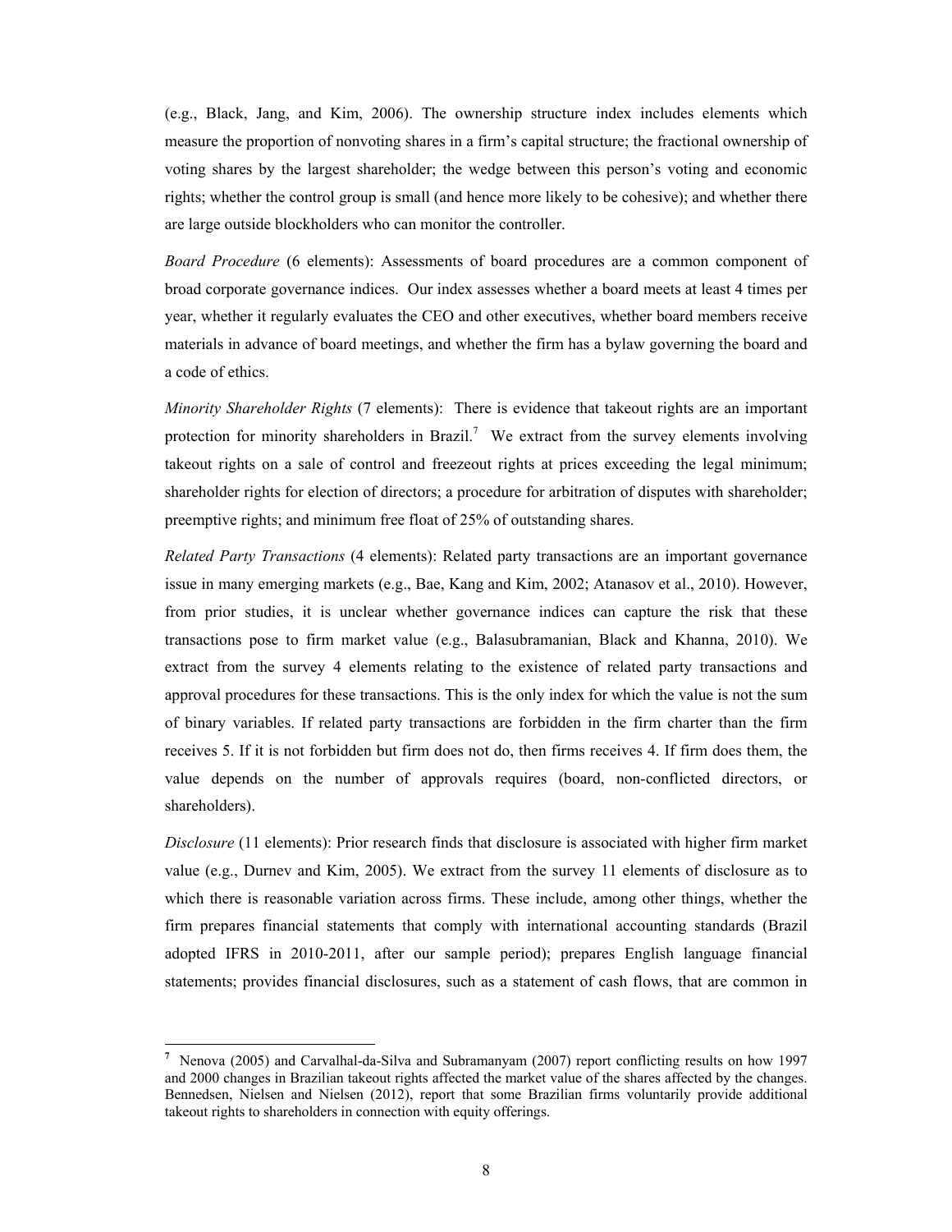(e.g., Black, Jang, and Kim, 2006). The ownership structure index includes elements which measure the proportion of nonvoting shares in a firm's capital structure; the fractional ownership of voting shares by the largest shareholder; the wedge between this person's voting and economic rights; whether the control group is small (and hence more likely to be cohesive); and whether there are large outside blockholders who can monitor the controller.

*Board Procedure* (6 elements): Assessments of board procedures are a common component of broad corporate governance indices. Our index assesses whether a board meets at least 4 times per year, whether it regularly evaluates the CEO and other executives, whether board members receive materials in advance of board meetings, and whether the firm has a bylaw governing the board and a code of ethics.

*Minority Shareholder Rights* (7 elements): There is evidence that takeout rights are an important protection for minority shareholders in Brazil.[7] We extract from the survey elements involving takeout rights on a sale of control and freezeout rights at prices exceeding the legal minimum; shareholder rights for election of directors; a procedure for arbitration of disputes with shareholder; preemptive rights; and minimum free float of 25% of outstanding shares.

*Related Party Transactions* (4 elements): Related party transactions are an important governance issue in many emerging markets (e.g., Bae, Kang and Kim, 2002; Atanasov et al., 2010). However, from prior studies, it is unclear whether governance indices can capture the risk that these transactions pose to firm market value (e.g., Balasubramanian, Black and Khanna, 2010). We extract from the survey 4 elements relating to the existence of related party transactions and approval procedures for these transactions. This is the only index for which the value is not the sum of binary variables. If related party transactions are forbidden in the firm charter than the firm receives 5. If it is not forbidden but firm does not do, then firms receives 4. If firm does them, the value depends on the number of approvals requires (board, non-conflicted directors, or shareholders).

*Disclosure* (11 elements): Prior research finds that disclosure is associated with higher firm market value (e.g., Durnev and Kim, 2005). We extract from the survey 11 elements of disclosure as to which there is reasonable variation across firms. These include, among other things, whether the firm prepares financial statements that comply with international accounting standards (Brazil adopted IFRS in 2010-2011, after our sample period); prepares English language financial statements; provides financial disclosures, such as a statement of cash flows, that are common in

---

[7] Nenova (2005) and Carvalhal-da-Silva and Subramanyam (2007) report conflicting results on how 1997 and 2000 changes in Brazilian takeout rights affected the market value of the shares affected by the changes. Bennedsen, Nielsen and Nielsen (2012), report that some Brazilian firms voluntarily provide additional takeout rights to shareholders in connection with equity offerings.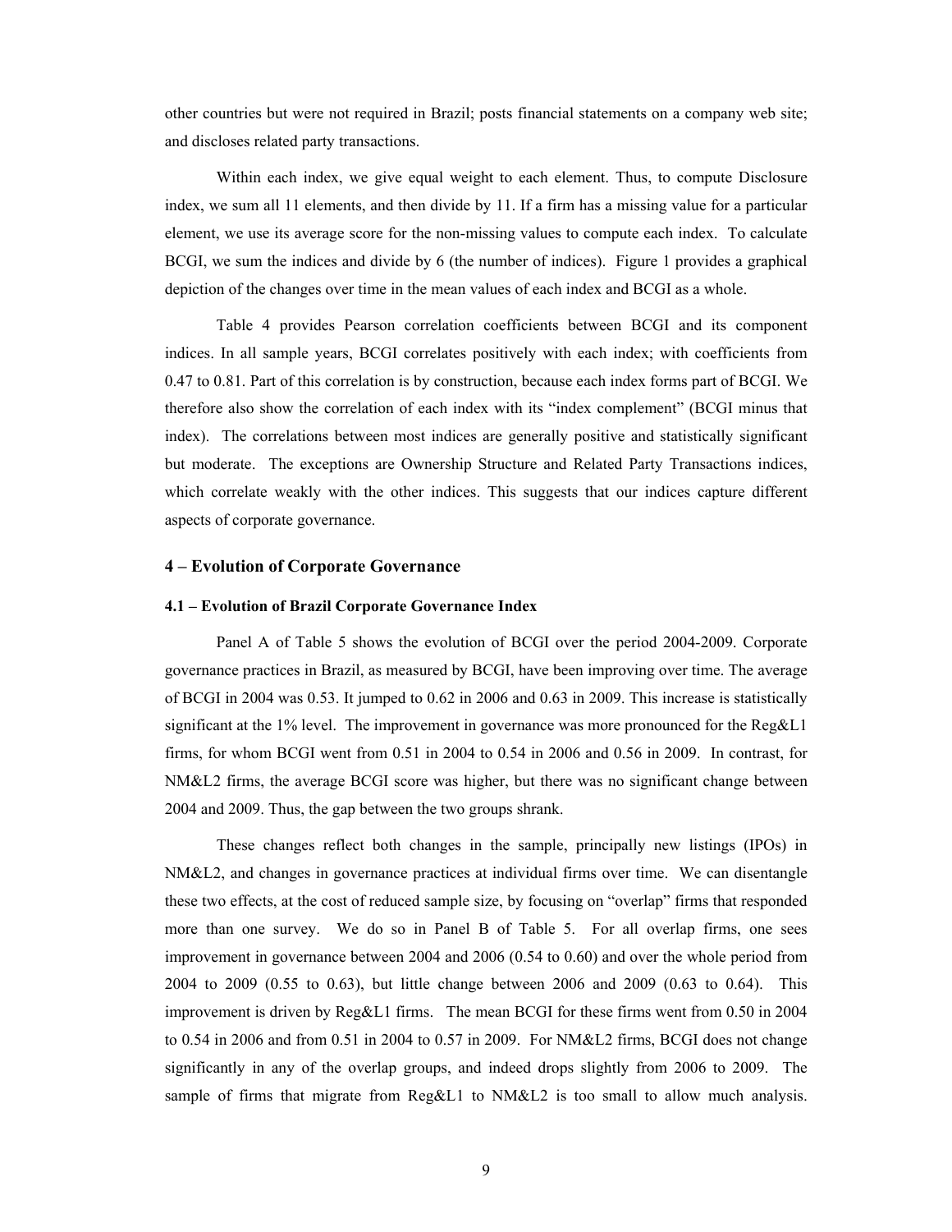other countries but were not required in Brazil; posts financial statements on a company web site; and discloses related party transactions.

Within each index, we give equal weight to each element. Thus, to compute Disclosure index, we sum all 11 elements, and then divide by 11. If a firm has a missing value for a particular element, we use its average score for the non-missing values to compute each index. To calculate BCGI, we sum the indices and divide by 6 (the number of indices). Figure 1 provides a graphical depiction of the changes over time in the mean values of each index and BCGI as a whole.

Table 4 provides Pearson correlation coefficients between BCGI and its component indices. In all sample years, BCGI correlates positively with each index; with coefficients from 0.47 to 0.81. Part of this correlation is by construction, because each index forms part of BCGI. We therefore also show the correlation of each index with its "index complement" (BCGI minus that index). The correlations between most indices are generally positive and statistically significant but moderate. The exceptions are Ownership Structure and Related Party Transactions indices, which correlate weakly with the other indices. This suggests that our indices capture different aspects of corporate governance.

## 4 – Evolution of Corporate Governance

### 4.1 – Evolution of Brazil Corporate Governance Index

Panel A of Table 5 shows the evolution of BCGI over the period 2004-2009. Corporate governance practices in Brazil, as measured by BCGI, have been improving over time. The average of BCGI in 2004 was 0.53. It jumped to 0.62 in 2006 and 0.63 in 2009. This increase is statistically significant at the 1% level. The improvement in governance was more pronounced for the Reg&L1 firms, for whom BCGI went from 0.51 in 2004 to 0.54 in 2006 and 0.56 in 2009. In contrast, for NM&L2 firms, the average BCGI score was higher, but there was no significant change between 2004 and 2009. Thus, the gap between the two groups shrank.

These changes reflect both changes in the sample, principally new listings (IPOs) in NM&L2, and changes in governance practices at individual firms over time. We can disentangle these two effects, at the cost of reduced sample size, by focusing on "overlap" firms that responded more than one survey. We do so in Panel B of Table 5. For all overlap firms, one sees improvement in governance between 2004 and 2006 (0.54 to 0.60) and over the whole period from 2004 to 2009 (0.55 to 0.63), but little change between 2006 and 2009 (0.63 to 0.64). This improvement is driven by Reg&L1 firms. The mean BCGI for these firms went from 0.50 in 2004 to 0.54 in 2006 and from 0.51 in 2004 to 0.57 in 2009. For NM&L2 firms, BCGI does not change significantly in any of the overlap groups, and indeed drops slightly from 2006 to 2009. The sample of firms that migrate from Reg&L1 to NM&L2 is too small to allow much analysis.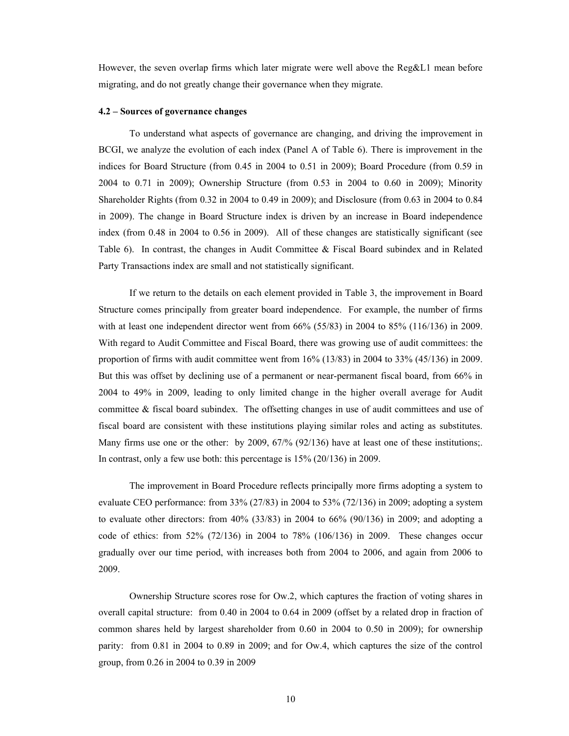However, the seven overlap firms which later migrate were well above the Reg&L1 mean before migrating, and do not greatly change their governance when they migrate.

#### 4.2 – Sources of governance changes

To understand what aspects of governance are changing, and driving the improvement in BCGI, we analyze the evolution of each index (Panel A of Table 6). There is improvement in the indices for Board Structure (from 0.45 in 2004 to 0.51 in 2009); Board Procedure (from 0.59 in 2004 to 0.71 in 2009); Ownership Structure (from 0.53 in 2004 to 0.60 in 2009); Minority Shareholder Rights (from 0.32 in 2004 to 0.49 in 2009); and Disclosure (from 0.63 in 2004 to 0.84 in 2009). The change in Board Structure index is driven by an increase in Board independence index (from 0.48 in 2004 to 0.56 in 2009). All of these changes are statistically significant (see Table 6). In contrast, the changes in Audit Committee & Fiscal Board subindex and in Related Party Transactions index are small and not statistically significant.

If we return to the details on each element provided in Table 3, the improvement in Board Structure comes principally from greater board independence. For example, the number of firms with at least one independent director went from 66% (55/83) in 2004 to 85% (116/136) in 2009. With regard to Audit Committee and Fiscal Board, there was growing use of audit committees: the proportion of firms with audit committee went from 16% (13/83) in 2004 to 33% (45/136) in 2009. But this was offset by declining use of a permanent or near-permanent fiscal board, from 66% in 2004 to 49% in 2009, leading to only limited change in the higher overall average for Audit committee & fiscal board subindex. The offsetting changes in use of audit committees and use of fiscal board are consistent with these institutions playing similar roles and acting as substitutes. Many firms use one or the other: by 2009, 67/% (92/136) have at least one of these institutions;. In contrast, only a few use both: this percentage is 15% (20/136) in 2009.

The improvement in Board Procedure reflects principally more firms adopting a system to evaluate CEO performance: from 33% (27/83) in 2004 to 53% (72/136) in 2009; adopting a system to evaluate other directors: from 40% (33/83) in 2004 to 66% (90/136) in 2009; and adopting a code of ethics: from 52% (72/136) in 2004 to 78% (106/136) in 2009. These changes occur gradually over our time period, with increases both from 2004 to 2006, and again from 2006 to 2009.

Ownership Structure scores rose for Ow.2, which captures the fraction of voting shares in overall capital structure: from 0.40 in 2004 to 0.64 in 2009 (offset by a related drop in fraction of common shares held by largest shareholder from 0.60 in 2004 to 0.50 in 2009); for ownership parity: from 0.81 in 2004 to 0.89 in 2009; and for Ow.4, which captures the size of the control group, from 0.26 in 2004 to 0.39 in 2009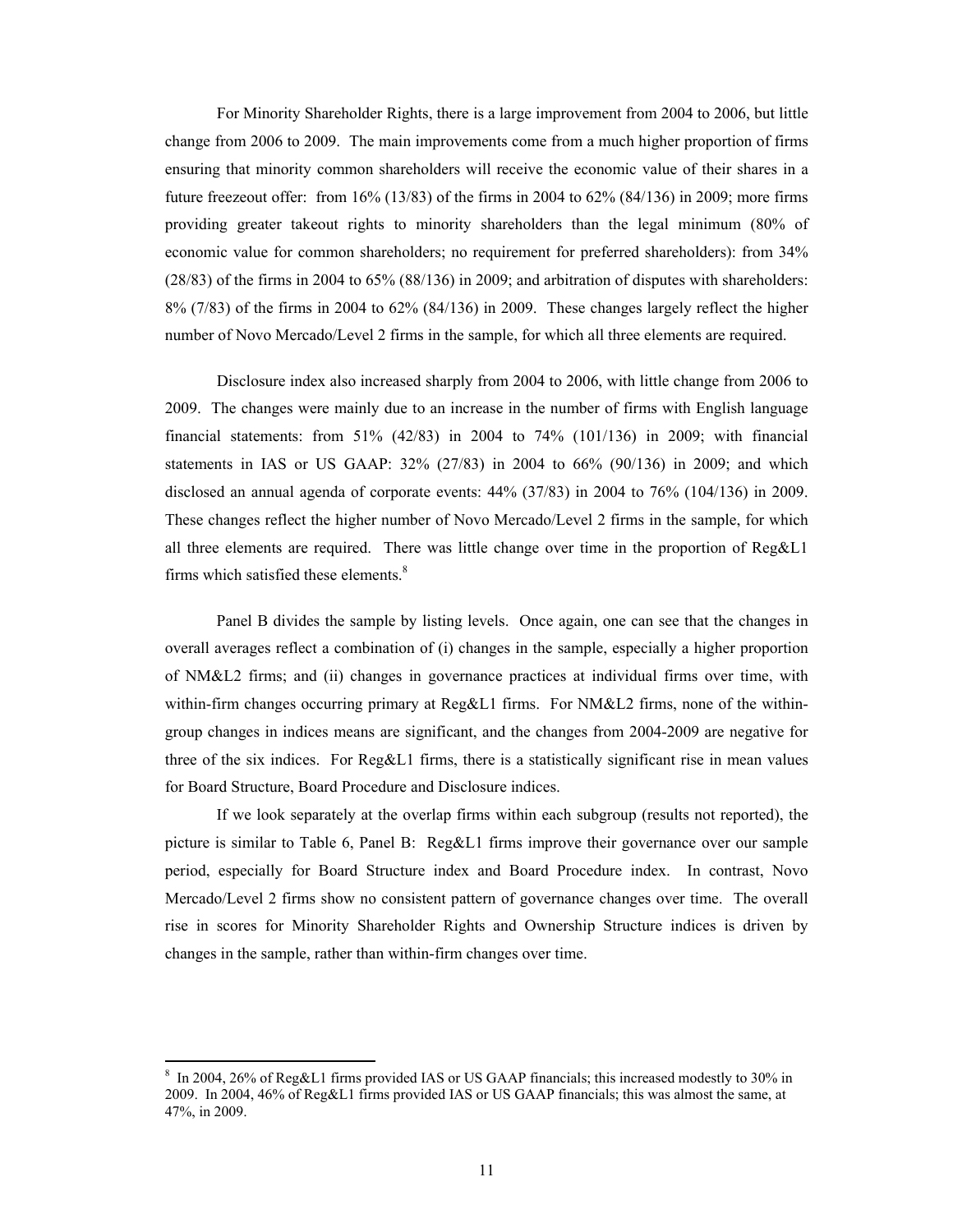For Minority Shareholder Rights, there is a large improvement from 2004 to 2006, but little change from 2006 to 2009. The main improvements come from a much higher proportion of firms ensuring that minority common shareholders will receive the economic value of their shares in a future freezeout offer: from 16% (13/83) of the firms in 2004 to 62% (84/136) in 2009; more firms providing greater takeout rights to minority shareholders than the legal minimum (80% of economic value for common shareholders; no requirement for preferred shareholders): from 34% (28/83) of the firms in 2004 to 65% (88/136) in 2009; and arbitration of disputes with shareholders: 8% (7/83) of the firms in 2004 to 62% (84/136) in 2009. These changes largely reflect the higher number of Novo Mercado/Level 2 firms in the sample, for which all three elements are required.

Disclosure index also increased sharply from 2004 to 2006, with little change from 2006 to 2009. The changes were mainly due to an increase in the number of firms with English language financial statements: from 51% (42/83) in 2004 to 74% (101/136) in 2009; with financial statements in IAS or US GAAP: 32% (27/83) in 2004 to 66% (90/136) in 2009; and which disclosed an annual agenda of corporate events: 44% (37/83) in 2004 to 76% (104/136) in 2009. These changes reflect the higher number of Novo Mercado/Level 2 firms in the sample, for which all three elements are required. There was little change over time in the proportion of Reg&L1 firms which satisfied these elements.[8]

Panel B divides the sample by listing levels. Once again, one can see that the changes in overall averages reflect a combination of (i) changes in the sample, especially a higher proportion of NM&L2 firms; and (ii) changes in governance practices at individual firms over time, with within-firm changes occurring primary at Reg&L1 firms. For NM&L2 firms, none of the within-group changes in indices means are significant, and the changes from 2004-2009 are negative for three of the six indices. For Reg&L1 firms, there is a statistically significant rise in mean values for Board Structure, Board Procedure and Disclosure indices.

If we look separately at the overlap firms within each subgroup (results not reported), the picture is similar to Table 6, Panel B: Reg&L1 firms improve their governance over our sample period, especially for Board Structure index and Board Procedure index. In contrast, Novo Mercado/Level 2 firms show no consistent pattern of governance changes over time. The overall rise in scores for Minority Shareholder Rights and Ownership Structure indices is driven by changes in the sample, rather than within-firm changes over time.

---

[8] In 2004, 26% of Reg&L1 firms provided IAS or US GAAP financials; this increased modestly to 30% in 2009. In 2004, 46% of Reg&L1 firms provided IAS or US GAAP financials; this was almost the same, at 47%, in 2009.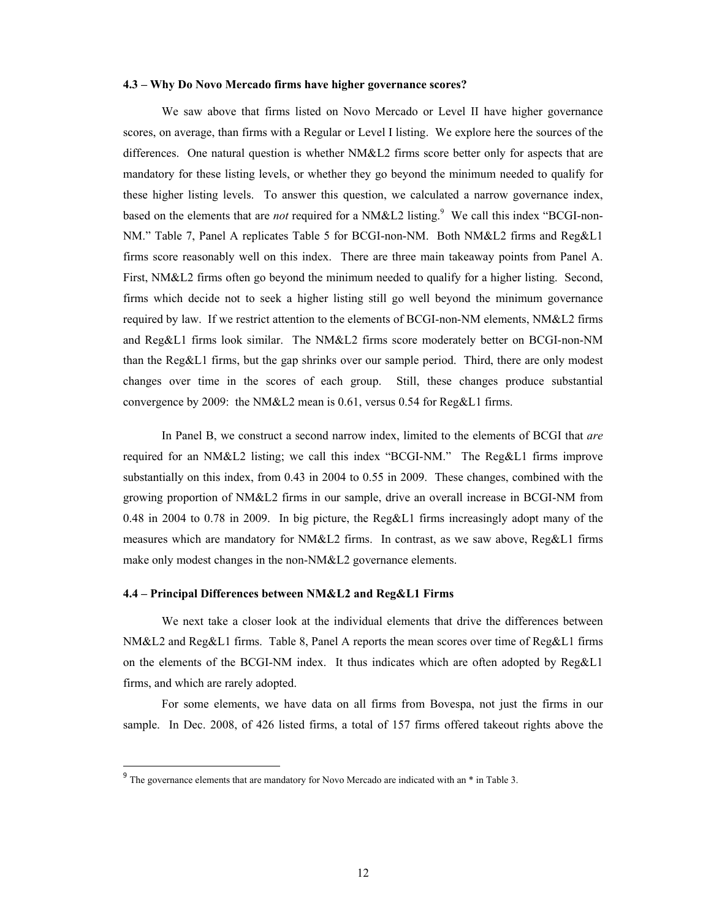### 4.3 – Why Do Novo Mercado firms have higher governance scores?

We saw above that firms listed on Novo Mercado or Level II have higher governance scores, on average, than firms with a Regular or Level I listing. We explore here the sources of the differences. One natural question is whether NM&L2 firms score better only for aspects that are mandatory for these listing levels, or whether they go beyond the minimum needed to qualify for these higher listing levels. To answer this question, we calculated a narrow governance index, based on the elements that are *not* required for a NM&L2 listing.[9] We call this index "BCGI-non-NM." Table 7, Panel A replicates Table 5 for BCGI-non-NM. Both NM&L2 firms and Reg&L1 firms score reasonably well on this index. There are three main takeaway points from Panel A. First, NM&L2 firms often go beyond the minimum needed to qualify for a higher listing. Second, firms which decide not to seek a higher listing still go well beyond the minimum governance required by law. If we restrict attention to the elements of BCGI-non-NM elements, NM&L2 firms and Reg&L1 firms look similar. The NM&L2 firms score moderately better on BCGI-non-NM than the Reg&L1 firms, but the gap shrinks over our sample period. Third, there are only modest changes over time in the scores of each group. Still, these changes produce substantial convergence by 2009: the NM&L2 mean is 0.61, versus 0.54 for Reg&L1 firms.

In Panel B, we construct a second narrow index, limited to the elements of BCGI that *are* required for an NM&L2 listing; we call this index "BCGI-NM." The Reg&L1 firms improve substantially on this index, from 0.43 in 2004 to 0.55 in 2009. These changes, combined with the growing proportion of NM&L2 firms in our sample, drive an overall increase in BCGI-NM from 0.48 in 2004 to 0.78 in 2009. In big picture, the Reg&L1 firms increasingly adopt many of the measures which are mandatory for NM&L2 firms. In contrast, as we saw above, Reg&L1 firms make only modest changes in the non-NM&L2 governance elements.

### 4.4 – Principal Differences between NM&L2 and Reg&L1 Firms

We next take a closer look at the individual elements that drive the differences between NM&L2 and Reg&L1 firms. Table 8, Panel A reports the mean scores over time of Reg&L1 firms on the elements of the BCGI-NM index. It thus indicates which are often adopted by Reg&L1 firms, and which are rarely adopted.

For some elements, we have data on all firms from Bovespa, not just the firms in our sample. In Dec. 2008, of 426 listed firms, a total of 157 firms offered takeout rights above the

[9] The governance elements that are mandatory for Novo Mercado are indicated with an * in Table 3.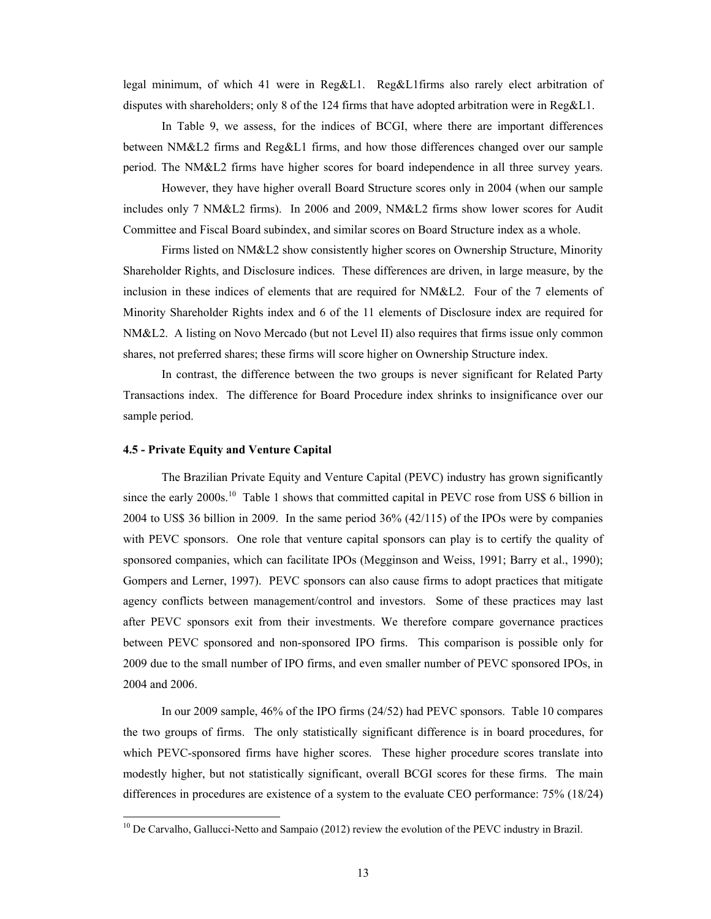legal minimum, of which 41 were in Reg&L1. Reg&L1firms also rarely elect arbitration of disputes with shareholders; only 8 of the 124 firms that have adopted arbitration were in Reg&L1.

In Table 9, we assess, for the indices of BCGI, where there are important differences between NM&L2 firms and Reg&L1 firms, and how those differences changed over our sample period. The NM&L2 firms have higher scores for board independence in all three survey years.

However, they have higher overall Board Structure scores only in 2004 (when our sample includes only 7 NM&L2 firms). In 2006 and 2009, NM&L2 firms show lower scores for Audit Committee and Fiscal Board subindex, and similar scores on Board Structure index as a whole.

Firms listed on NM&L2 show consistently higher scores on Ownership Structure, Minority Shareholder Rights, and Disclosure indices. These differences are driven, in large measure, by the inclusion in these indices of elements that are required for NM&L2. Four of the 7 elements of Minority Shareholder Rights index and 6 of the 11 elements of Disclosure index are required for NM&L2. A listing on Novo Mercado (but not Level II) also requires that firms issue only common shares, not preferred shares; these firms will score higher on Ownership Structure index.

In contrast, the difference between the two groups is never significant for Related Party Transactions index. The difference for Board Procedure index shrinks to insignificance over our sample period.

#### 4.5 - Private Equity and Venture Capital

The Brazilian Private Equity and Venture Capital (PEVC) industry has grown significantly since the early 2000s.[10] Table 1 shows that committed capital in PEVC rose from US$ 6 billion in 2004 to US$ 36 billion in 2009. In the same period 36% (42/115) of the IPOs were by companies with PEVC sponsors. One role that venture capital sponsors can play is to certify the quality of sponsored companies, which can facilitate IPOs (Megginson and Weiss, 1991; Barry et al., 1990); Gompers and Lerner, 1997). PEVC sponsors can also cause firms to adopt practices that mitigate agency conflicts between management/control and investors. Some of these practices may last after PEVC sponsors exit from their investments. We therefore compare governance practices between PEVC sponsored and non-sponsored IPO firms. This comparison is possible only for 2009 due to the small number of IPO firms, and even smaller number of PEVC sponsored IPOs, in 2004 and 2006.

In our 2009 sample, 46% of the IPO firms (24/52) had PEVC sponsors. Table 10 compares the two groups of firms. The only statistically significant difference is in board procedures, for which PEVC-sponsored firms have higher scores. These higher procedure scores translate into modestly higher, but not statistically significant, overall BCGI scores for these firms. The main differences in procedures are existence of a system to the evaluate CEO performance: 75% (18/24)

[10] De Carvalho, Gallucci-Netto and Sampaio (2012) review the evolution of the PEVC industry in Brazil.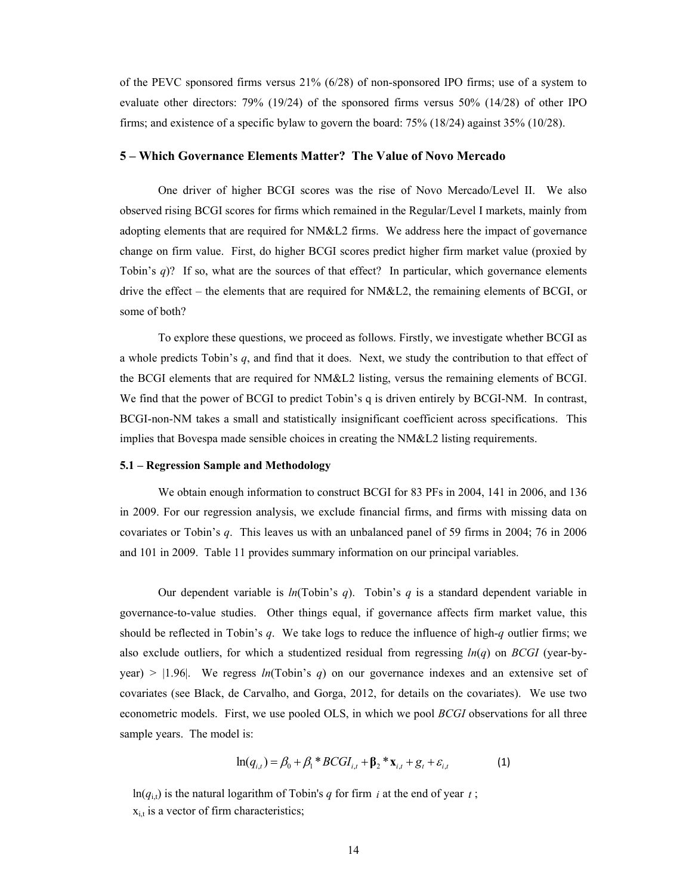of the PEVC sponsored firms versus 21% (6/28) of non-sponsored IPO firms; use of a system to evaluate other directors: 79% (19/24) of the sponsored firms versus 50% (14/28) of other IPO firms; and existence of a specific bylaw to govern the board: 75% (18/24) against 35% (10/28).

## 5 – Which Governance Elements Matter? The Value of Novo Mercado

One driver of higher BCGI scores was the rise of Novo Mercado/Level II. We also observed rising BCGI scores for firms which remained in the Regular/Level I markets, mainly from adopting elements that are required for NM&L2 firms. We address here the impact of governance change on firm value. First, do higher BCGI scores predict higher firm market value (proxied by Tobin's *q*)? If so, what are the sources of that effect? In particular, which governance elements drive the effect – the elements that are required for NM&L2, the remaining elements of BCGI, or some of both?

To explore these questions, we proceed as follows. Firstly, we investigate whether BCGI as a whole predicts Tobin's *q*, and find that it does. Next, we study the contribution to that effect of the BCGI elements that are required for NM&L2 listing, versus the remaining elements of BCGI. We find that the power of BCGI to predict Tobin's q is driven entirely by BCGI-NM. In contrast, BCGI-non-NM takes a small and statistically insignificant coefficient across specifications. This implies that Bovespa made sensible choices in creating the NM&L2 listing requirements.

### 5.1 – Regression Sample and Methodology

We obtain enough information to construct BCGI for 83 PFs in 2004, 141 in 2006, and 136 in 2009. For our regression analysis, we exclude financial firms, and firms with missing data on covariates or Tobin's *q*. This leaves us with an unbalanced panel of 59 firms in 2004; 76 in 2006 and 101 in 2009. Table 11 provides summary information on our principal variables.

Our dependent variable is *ln*(Tobin's *q*). Tobin's *q* is a standard dependent variable in governance-to-value studies. Other things equal, if governance affects firm market value, this should be reflected in Tobin's *q*. We take logs to reduce the influence of high-*q* outlier firms; we also exclude outliers, for which a studentized residual from regressing *ln*(*q*) on *BCGI* (year-by-year) > |1.96|. We regress *ln*(Tobin's *q*) on our governance indexes and an extensive set of covariates (see Black, de Carvalho, and Gorga, 2012, for details on the covariates). We use two econometric models. First, we use pooled OLS, in which we pool *BCGI* observations for all three sample years. The model is:

$$\ln(q_{i,t}) = \beta_0 + \beta_1 * BCGI_{i,t} + \mathbf{\beta}_2 * \mathbf{x}_{i,t} + g_t + \varepsilon_{i,t} \qquad (1)$$

$\ln(q_{i,t})$ is the natural logarithm of Tobin's $q$ for firm $i$ at the end of year $t$ ;
$x_{i,t}$ is a vector of firm characteristics;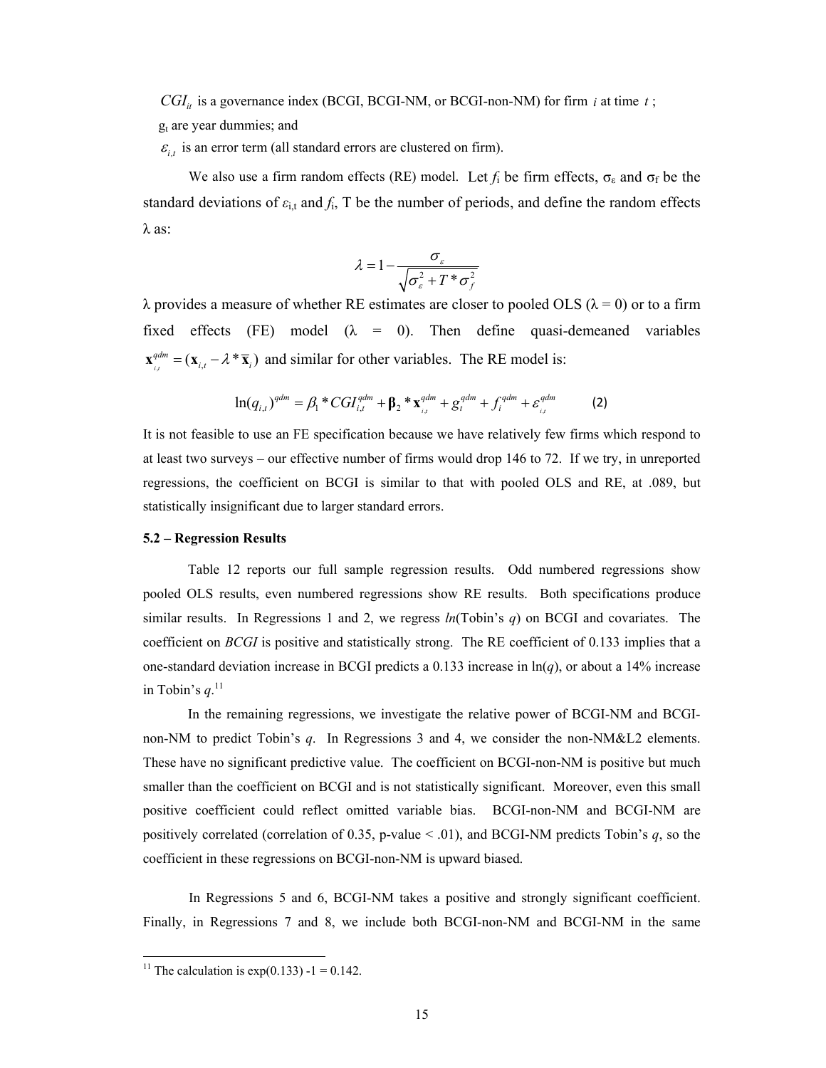$CGI_{it}$ is a governance index (BCGI, BCGI-NM, or BCGI-non-NM) for firm $i$ at time $t$;

$g_t$ are year dummies; and

$\varepsilon_{i,t}$ is an error term (all standard errors are clustered on firm).

We also use a firm random effects (RE) model. Let $f_i$ be firm effects, $\sigma_\varepsilon$ and $\sigma_f$ be the standard deviations of $\varepsilon_{i,t}$ and $f_i$, T be the number of periods, and define the random effects $\lambda$ as:

$$\lambda = 1 - \frac{\sigma_\varepsilon}{\sqrt{\sigma_\varepsilon^2 + T * \sigma_f^2}}$$

$\lambda$ provides a measure of whether RE estimates are closer to pooled OLS ($\lambda = 0$) or to a firm fixed effects (FE) model ($\lambda = 0$). Then define quasi-demeaned variables $\mathbf{x}_{i,t}^{qdm} = (\mathbf{x}_{i,t} - \lambda * \overline{\mathbf{x}}_i)$ and similar for other variables. The RE model is:

$$\ln(q_{i,t})^{qdm} = \beta_1 * CGI_{i,t}^{qdm} + \boldsymbol{\beta}_2 * \mathbf{x}_{i,t}^{qdm} + g_t^{qdm} + f_i^{qdm} + \varepsilon_{i,t}^{qdm} \qquad (2)$$

It is not feasible to use an FE specification because we have relatively few firms which respond to at least two surveys – our effective number of firms would drop 146 to 72. If we try, in unreported regressions, the coefficient on BCGI is similar to that with pooled OLS and RE, at .089, but statistically insignificant due to larger standard errors.

**5.2 – Regression Results**

Table 12 reports our full sample regression results. Odd numbered regressions show pooled OLS results, even numbered regressions show RE results. Both specifications produce similar results. In Regressions 1 and 2, we regress *ln*(Tobin's *q*) on BCGI and covariates. The coefficient on *BCGI* is positive and statistically strong. The RE coefficient of 0.133 implies that a one-standard deviation increase in BCGI predicts a 0.133 increase in ln(*q*), or about a 14% increase in Tobin's *q*.[11]

In the remaining regressions, we investigate the relative power of BCGI-NM and BCGI-non-NM to predict Tobin's *q*. In Regressions 3 and 4, we consider the non-NM&L2 elements. These have no significant predictive value. The coefficient on BCGI-non-NM is positive but much smaller than the coefficient on BCGI and is not statistically significant. Moreover, even this small positive coefficient could reflect omitted variable bias. BCGI-non-NM and BCGI-NM are positively correlated (correlation of 0.35, p-value < .01), and BCGI-NM predicts Tobin's *q*, so the coefficient in these regressions on BCGI-non-NM is upward biased.

In Regressions 5 and 6, BCGI-NM takes a positive and strongly significant coefficient. Finally, in Regressions 7 and 8, we include both BCGI-non-NM and BCGI-NM in the same

---

[11] The calculation is exp(0.133) -1 = 0.142.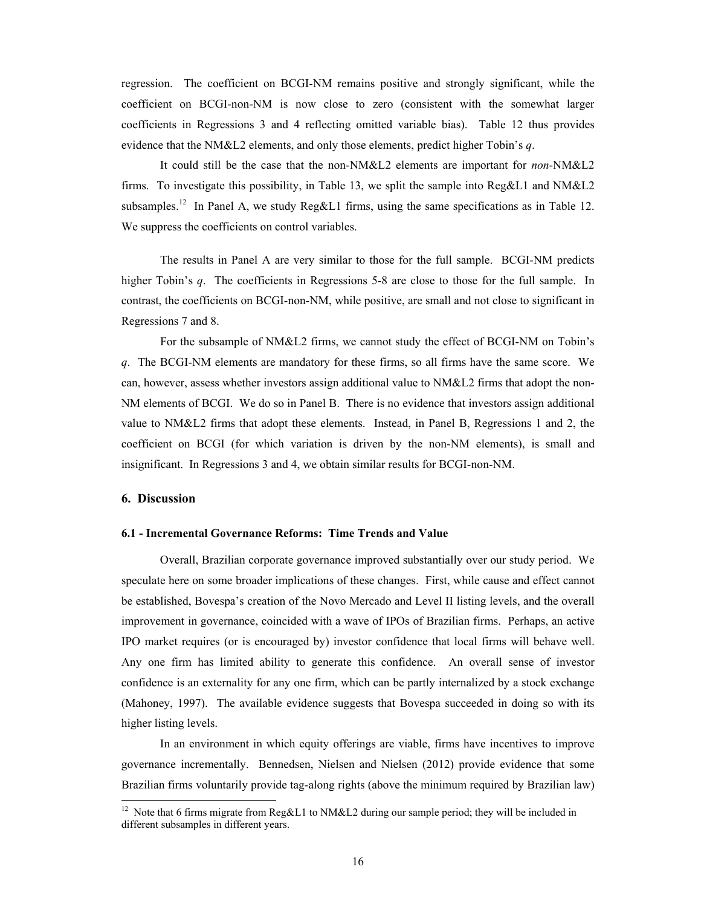regression. The coefficient on BCGI-NM remains positive and strongly significant, while the coefficient on BCGI-non-NM is now close to zero (consistent with the somewhat larger coefficients in Regressions 3 and 4 reflecting omitted variable bias). Table 12 thus provides evidence that the NM&L2 elements, and only those elements, predict higher Tobin's *q*.

It could still be the case that the non-NM&L2 elements are important for *non*-NM&L2 firms. To investigate this possibility, in Table 13, we split the sample into Reg&L1 and NM&L2 subsamples.[12] In Panel A, we study Reg&L1 firms, using the same specifications as in Table 12. We suppress the coefficients on control variables.

The results in Panel A are very similar to those for the full sample. BCGI-NM predicts higher Tobin's *q*. The coefficients in Regressions 5-8 are close to those for the full sample. In contrast, the coefficients on BCGI-non-NM, while positive, are small and not close to significant in Regressions 7 and 8.

For the subsample of NM&L2 firms, we cannot study the effect of BCGI-NM on Tobin's *q*. The BCGI-NM elements are mandatory for these firms, so all firms have the same score. We can, however, assess whether investors assign additional value to NM&L2 firms that adopt the non-NM elements of BCGI. We do so in Panel B. There is no evidence that investors assign additional value to NM&L2 firms that adopt these elements. Instead, in Panel B, Regressions 1 and 2, the coefficient on BCGI (for which variation is driven by the non-NM elements), is small and insignificant. In Regressions 3 and 4, we obtain similar results for BCGI-non-NM.

## 6. Discussion

### 6.1 - Incremental Governance Reforms: Time Trends and Value

Overall, Brazilian corporate governance improved substantially over our study period. We speculate here on some broader implications of these changes. First, while cause and effect cannot be established, Bovespa's creation of the Novo Mercado and Level II listing levels, and the overall improvement in governance, coincided with a wave of IPOs of Brazilian firms. Perhaps, an active IPO market requires (or is encouraged by) investor confidence that local firms will behave well. Any one firm has limited ability to generate this confidence. An overall sense of investor confidence is an externality for any one firm, which can be partly internalized by a stock exchange (Mahoney, 1997). The available evidence suggests that Bovespa succeeded in doing so with its higher listing levels.

In an environment in which equity offerings are viable, firms have incentives to improve governance incrementally. Bennedsen, Nielsen and Nielsen (2012) provide evidence that some Brazilian firms voluntarily provide tag-along rights (above the minimum required by Brazilian law)

[12] Note that 6 firms migrate from Reg&L1 to NM&L2 during our sample period; they will be included in different subsamples in different years.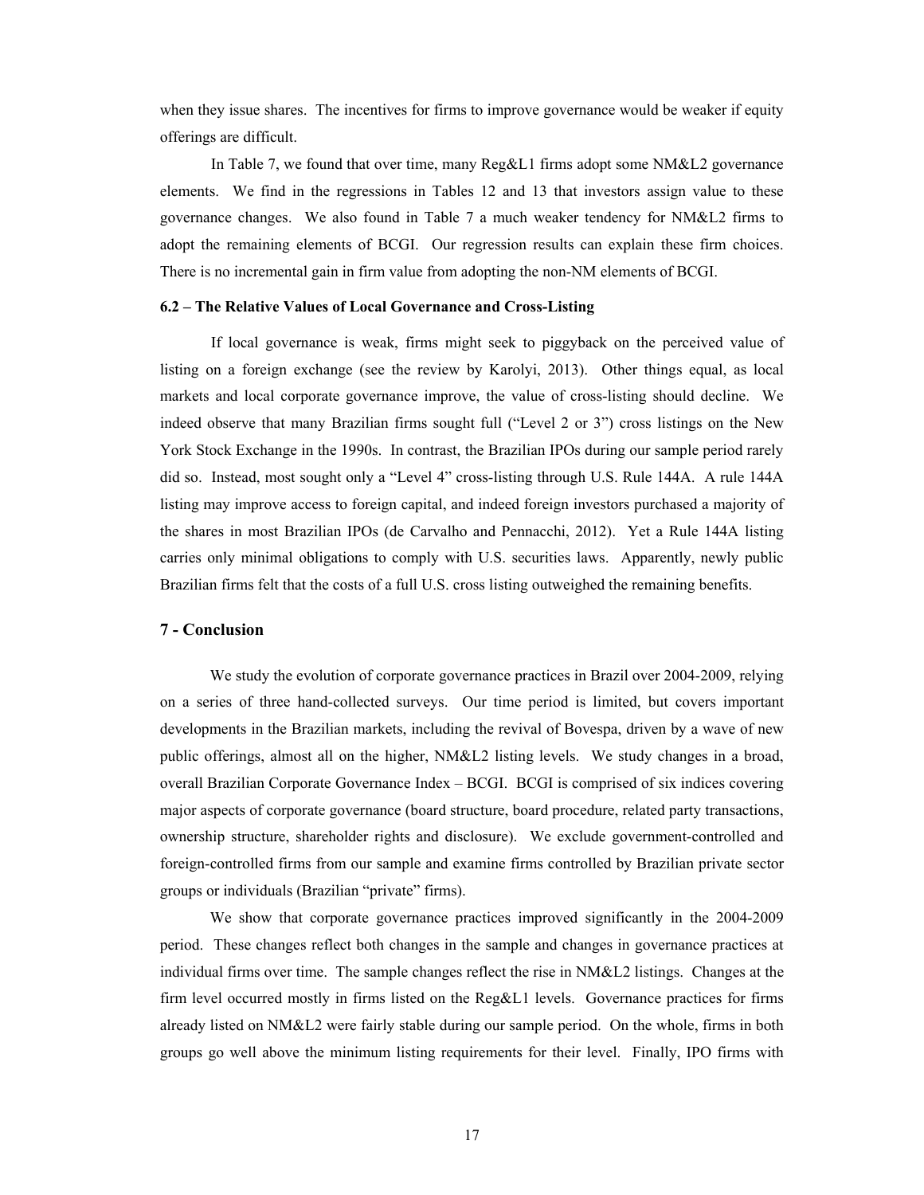when they issue shares. The incentives for firms to improve governance would be weaker if equity offerings are difficult.

In Table 7, we found that over time, many Reg&L1 firms adopt some NM&L2 governance elements. We find in the regressions in Tables 12 and 13 that investors assign value to these governance changes. We also found in Table 7 a much weaker tendency for NM&L2 firms to adopt the remaining elements of BCGI. Our regression results can explain these firm choices. There is no incremental gain in firm value from adopting the non-NM elements of BCGI.

### 6.2 – The Relative Values of Local Governance and Cross-Listing

If local governance is weak, firms might seek to piggyback on the perceived value of listing on a foreign exchange (see the review by Karolyi, 2013). Other things equal, as local markets and local corporate governance improve, the value of cross-listing should decline. We indeed observe that many Brazilian firms sought full ("Level 2 or 3") cross listings on the New York Stock Exchange in the 1990s. In contrast, the Brazilian IPOs during our sample period rarely did so. Instead, most sought only a "Level 4" cross-listing through U.S. Rule 144A. A rule 144A listing may improve access to foreign capital, and indeed foreign investors purchased a majority of the shares in most Brazilian IPOs (de Carvalho and Pennacchi, 2012). Yet a Rule 144A listing carries only minimal obligations to comply with U.S. securities laws. Apparently, newly public Brazilian firms felt that the costs of a full U.S. cross listing outweighed the remaining benefits.

## 7 - Conclusion

We study the evolution of corporate governance practices in Brazil over 2004-2009, relying on a series of three hand-collected surveys. Our time period is limited, but covers important developments in the Brazilian markets, including the revival of Bovespa, driven by a wave of new public offerings, almost all on the higher, NM&L2 listing levels. We study changes in a broad, overall Brazilian Corporate Governance Index – BCGI. BCGI is comprised of six indices covering major aspects of corporate governance (board structure, board procedure, related party transactions, ownership structure, shareholder rights and disclosure). We exclude government-controlled and foreign-controlled firms from our sample and examine firms controlled by Brazilian private sector groups or individuals (Brazilian "private" firms).

We show that corporate governance practices improved significantly in the 2004-2009 period. These changes reflect both changes in the sample and changes in governance practices at individual firms over time. The sample changes reflect the rise in NM&L2 listings. Changes at the firm level occurred mostly in firms listed on the Reg&L1 levels. Governance practices for firms already listed on NM&L2 were fairly stable during our sample period. On the whole, firms in both groups go well above the minimum listing requirements for their level. Finally, IPO firms with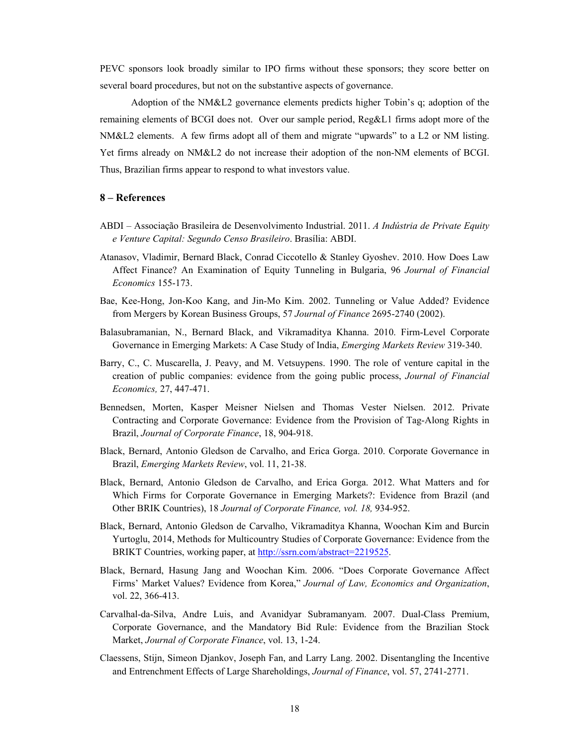PEVC sponsors look broadly similar to IPO firms without these sponsors; they score better on several board procedures, but not on the substantive aspects of governance.

Adoption of the NM&L2 governance elements predicts higher Tobin's q; adoption of the remaining elements of BCGI does not. Over our sample period, Reg&L1 firms adopt more of the NM&L2 elements. A few firms adopt all of them and migrate "upwards" to a L2 or NM listing. Yet firms already on NM&L2 do not increase their adoption of the non-NM elements of BCGI. Thus, Brazilian firms appear to respond to what investors value.

## 8 – References

ABDI – Associação Brasileira de Desenvolvimento Industrial. 2011. *A Indústria de Private Equity e Venture Capital: Segundo Censo Brasileiro*. Brasília: ABDI.

Atanasov, Vladimir, Bernard Black, Conrad Ciccotello & Stanley Gyoshev. 2010. How Does Law Affect Finance? An Examination of Equity Tunneling in Bulgaria, 96 *Journal of Financial Economics* 155-173.

Bae, Kee-Hong, Jon-Koo Kang, and Jin-Mo Kim. 2002. Tunneling or Value Added? Evidence from Mergers by Korean Business Groups, 57 *Journal of Finance* 2695-2740 (2002).

Balasubramanian, N., Bernard Black, and Vikramaditya Khanna. 2010. Firm-Level Corporate Governance in Emerging Markets: A Case Study of India, *Emerging Markets Review* 319-340.

Barry, C., C. Muscarella, J. Peavy, and M. Vetsuypens. 1990. The role of venture capital in the creation of public companies: evidence from the going public process, *Journal of Financial Economics,* 27, 447-471.

Bennedsen, Morten, Kasper Meisner Nielsen and Thomas Vester Nielsen. 2012. Private Contracting and Corporate Governance: Evidence from the Provision of Tag-Along Rights in Brazil, *Journal of Corporate Finance*, 18, 904-918.

Black, Bernard, Antonio Gledson de Carvalho, and Erica Gorga. 2010. Corporate Governance in Brazil, *Emerging Markets Review*, vol. 11, 21-38.

Black, Bernard, Antonio Gledson de Carvalho, and Erica Gorga. 2012. What Matters and for Which Firms for Corporate Governance in Emerging Markets?: Evidence from Brazil (and Other BRIK Countries), 18 *Journal of Corporate Finance, vol. 18,* 934-952.

Black, Bernard, Antonio Gledson de Carvalho, Vikramaditya Khanna, Woochan Kim and Burcin Yurtoglu, 2014, Methods for Multicountry Studies of Corporate Governance: Evidence from the BRIKT Countries, working paper, at http://ssrn.com/abstract=2219525.

Black, Bernard, Hasung Jang and Woochan Kim. 2006. "Does Corporate Governance Affect Firms' Market Values? Evidence from Korea," *Journal of Law, Economics and Organization*, vol. 22, 366-413.

Carvalhal-da-Silva, Andre Luis, and Avanidyar Subramanyam. 2007. Dual-Class Premium, Corporate Governance, and the Mandatory Bid Rule: Evidence from the Brazilian Stock Market, *Journal of Corporate Finance*, vol. 13, 1-24.

Claessens, Stijn, Simeon Djankov, Joseph Fan, and Larry Lang. 2002. Disentangling the Incentive and Entrenchment Effects of Large Shareholdings, *Journal of Finance*, vol. 57, 2741-2771.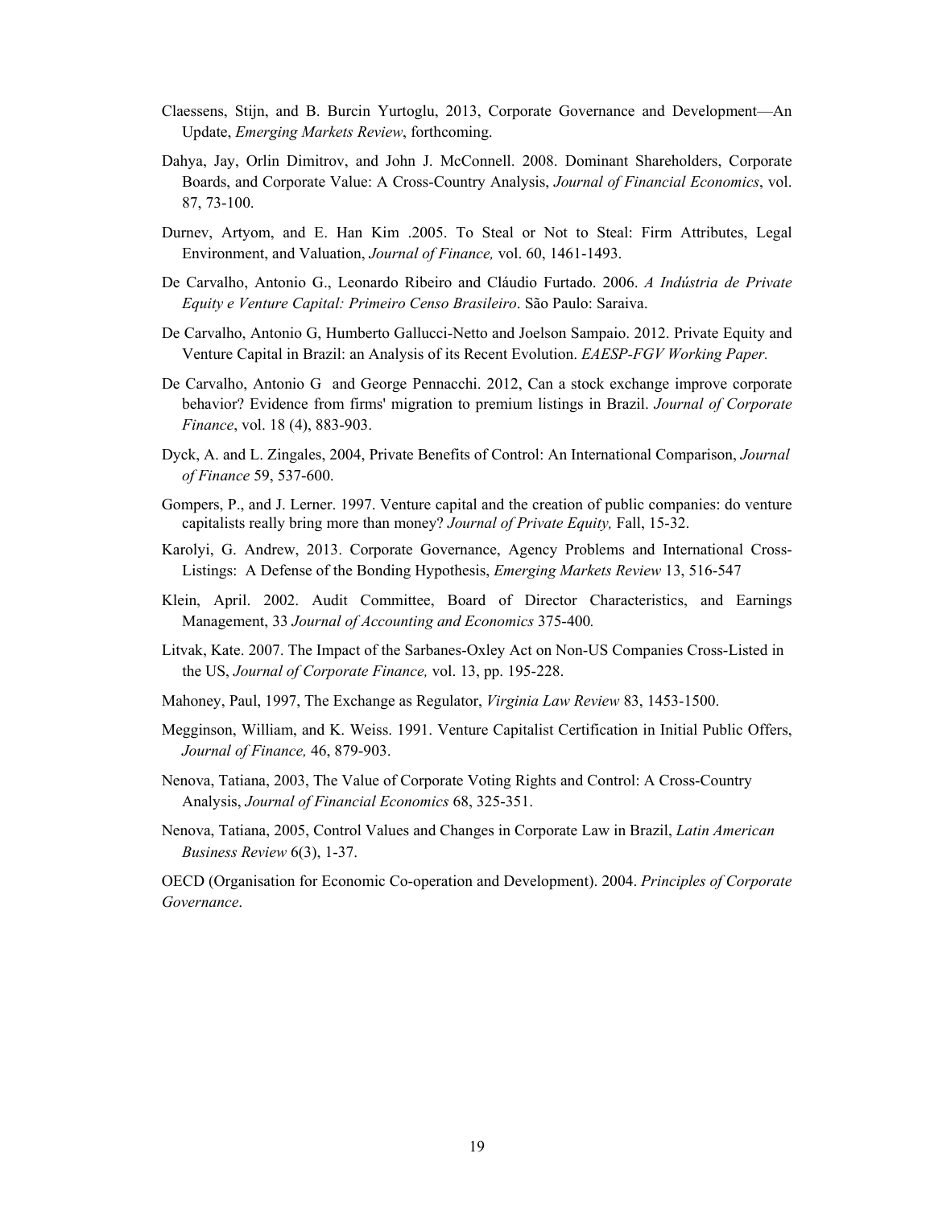Claessens, Stijn, and B. Burcin Yurtoglu, 2013, Corporate Governance and Development—An Update, *Emerging Markets Review*, forthcoming.

Dahya, Jay, Orlin Dimitrov, and John J. McConnell. 2008. Dominant Shareholders, Corporate Boards, and Corporate Value: A Cross-Country Analysis, *Journal of Financial Economics*, vol. 87, 73-100.

Durnev, Artyom, and E. Han Kim .2005. To Steal or Not to Steal: Firm Attributes, Legal Environment, and Valuation, *Journal of Finance,* vol. 60, 1461-1493.

De Carvalho, Antonio G., Leonardo Ribeiro and Cláudio Furtado. 2006. *A Indústria de Private Equity e Venture Capital: Primeiro Censo Brasileiro*. São Paulo: Saraiva.

De Carvalho, Antonio G, Humberto Gallucci-Netto and Joelson Sampaio. 2012. Private Equity and Venture Capital in Brazil: an Analysis of its Recent Evolution. *EAESP-FGV Working Paper.*

De Carvalho, Antonio G and George Pennacchi. 2012, Can a stock exchange improve corporate behavior? Evidence from firms' migration to premium listings in Brazil. *Journal of Corporate Finance*, vol. 18 (4), 883-903.

Dyck, A. and L. Zingales, 2004, Private Benefits of Control: An International Comparison, *Journal of Finance* 59, 537-600.

Gompers, P., and J. Lerner. 1997. Venture capital and the creation of public companies: do venture capitalists really bring more than money? *Journal of Private Equity,* Fall, 15-32.

Karolyi, G. Andrew, 2013. Corporate Governance, Agency Problems and International Cross-Listings: A Defense of the Bonding Hypothesis, *Emerging Markets Review* 13, 516-547

Klein, April. 2002. Audit Committee, Board of Director Characteristics, and Earnings Management, 33 *Journal of Accounting and Economics* 375-400*.*

Litvak, Kate. 2007. The Impact of the Sarbanes-Oxley Act on Non-US Companies Cross-Listed in the US, *Journal of Corporate Finance,* vol. 13, pp. 195-228.

Mahoney, Paul, 1997, The Exchange as Regulator, *Virginia Law Review* 83, 1453-1500.

Megginson, William, and K. Weiss. 1991. Venture Capitalist Certification in Initial Public Offers, *Journal of Finance,* 46, 879-903.

Nenova, Tatiana, 2003, The Value of Corporate Voting Rights and Control: A Cross-Country Analysis, *Journal of Financial Economics* 68, 325-351.

Nenova, Tatiana, 2005, Control Values and Changes in Corporate Law in Brazil, *Latin American Business Review* 6(3), 1-37.

OECD (Organisation for Economic Co-operation and Development). 2004. *Principles of Corporate Governance*.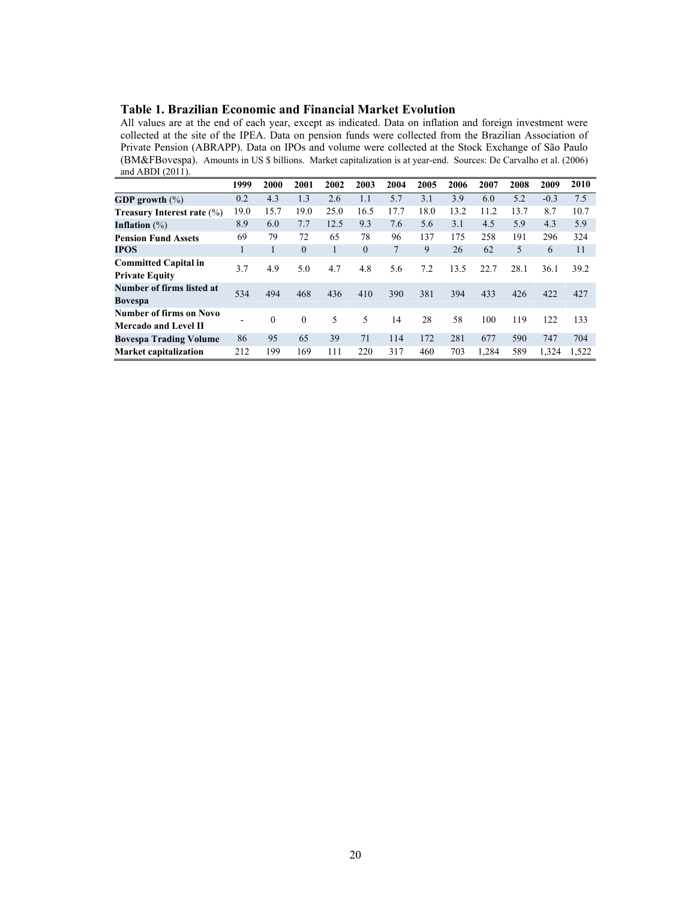**Table 1. Brazilian Economic and Financial Market Evolution**

All values are at the end of each year, except as indicated. Data on inflation and foreign investment were collected at the site of the IPEA. Data on pension funds were collected from the Brazilian Association of Private Pension (ABRAPP). Data on IPOs and volume were collected at the Stock Exchange of São Paulo (BM&FBovespa). Amounts in US $ billions. Market capitalization is at year-end. Sources: De Carvalho et al. (2006) and ABDI (2011).

| | 1999 | 2000 | 2001 | 2002 | 2003 | 2004 | 2005 | 2006 | 2007 | 2008 | 2009 | 2010 |
|---|---|---|---|---|---|---|---|---|---|---|---|---|
| **GDP growth** (%) | 0.2 | 4.3 | 1.3 | 2.6 | 1.1 | 5.7 | 3.1 | 3.9 | 6.0 | 5.2 | -0.3 | 7.5 |
| **Treasury Interest rate** (%) | 19.0 | 15.7 | 19.0 | 25.0 | 16.5 | 17.7 | 18.0 | 13.2 | 11.2 | 13.7 | 8.7 | 10.7 |
| **Inflation** (%) | 8.9 | 6.0 | 7.7 | 12.5 | 9.3 | 7.6 | 5.6 | 3.1 | 4.5 | 5.9 | 4.3 | 5.9 |
| **Pension Fund Assets** | 69 | 79 | 72 | 65 | 78 | 96 | 137 | 175 | 258 | 191 | 296 | 324 |
| **IPOS** | 1 | 1 | 0 | 1 | 0 | 7 | 9 | 26 | 62 | 5 | 6 | 11 |
| **Committed Capital in Private Equity** | 3.7 | 4.9 | 5.0 | 4.7 | 4.8 | 5.6 | 7.2 | 13.5 | 22.7 | 28.1 | 36.1 | 39.2 |
| **Number of firms listed at Bovespa** | 534 | 494 | 468 | 436 | 410 | 390 | 381 | 394 | 433 | 426 | 422 | 427 |
| **Number of firms on Novo Mercado and Level II** | - | 0 | 0 | 5 | 5 | 14 | 28 | 58 | 100 | 119 | 122 | 133 |
| **Bovespa Trading Volume** | 86 | 95 | 65 | 39 | 71 | 114 | 172 | 281 | 677 | 590 | 747 | 704 |
| **Market capitalization** | 212 | 199 | 169 | 111 | 220 | 317 | 460 | 703 | 1,284 | 589 | 1,324 | 1,522 |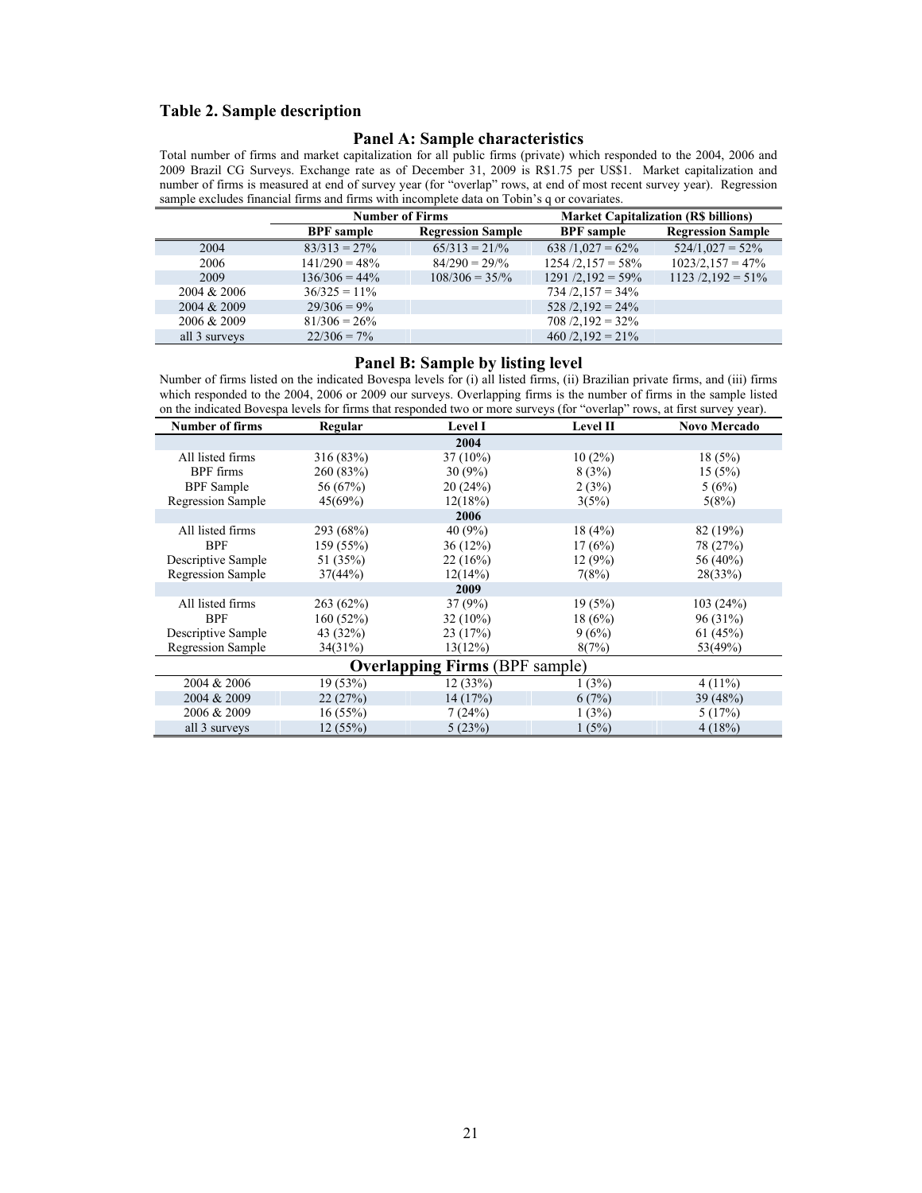## Table 2. Sample description

### Panel A: Sample characteristics

Total number of firms and market capitalization for all public firms (private) which responded to the 2004, 2006 and 2009 Brazil CG Surveys. Exchange rate as of December 31, 2009 is R$1.75 per US$1. Market capitalization and number of firms is measured at end of survey year (for "overlap" rows, at end of most recent survey year). Regression sample excludes financial firms and firms with incomplete data on Tobin's q or covariates.

| | Number of Firms | | Market Capitalization (R$ billions) | |
|---|---|---|---|---|
| | **BPF sample** | **Regression Sample** | **BPF sample** | **Regression Sample** |
| 2004 | 83/313 = 27% | 65/313 = 21/% | 638 /1,027 = 62% | 524/1,027 = 52% |
| 2006 | 141/290 = 48% | 84/290 = 29/% | 1254 /2,157 = 58% | 1023/2,157 = 47% |
| 2009 | 136/306 = 44% | 108/306 = 35/% | 1291 /2,192 = 59% | 1123 /2,192 = 51% |
| 2004 & 2006 | 36/325 = 11% | | 734 /2,157 = 34% | |
| 2004 & 2009 | 29/306 = 9% | | 528 /2,192 = 24% | |
| 2006 & 2009 | 81/306 = 26% | | 708 /2,192 = 32% | |
| all 3 surveys | 22/306 = 7% | | 460 /2,192 = 21% | |

### Panel B: Sample by listing level

Number of firms listed on the indicated Bovespa levels for (i) all listed firms, (ii) Brazilian private firms, and (iii) firms which responded to the 2004, 2006 or 2009 our surveys. Overlapping firms is the number of firms in the sample listed on the indicated Bovespa levels for firms that responded two or more surveys (for "overlap" rows, at first survey year).

| Number of firms | Regular | Level I | Level II | Novo Mercado |
|---|---|---|---|---|
| | | **2004** | | |
| All listed firms | 316 (83%) | 37 (10%) | 10 (2%) | 18 (5%) |
| BPF firms | 260 (83%) | 30 (9%) | 8 (3%) | 15 (5%) |
| BPF Sample | 56 (67%) | 20 (24%) | 2 (3%) | 5 (6%) |
| Regression Sample | 45(69%) | 12(18%) | 3(5%) | 5(8%) |
| | | **2006** | | |
| All listed firms | 293 (68%) | 40 (9%) | 18 (4%) | 82 (19%) |
| BPF | 159 (55%) | 36 (12%) | 17 (6%) | 78 (27%) |
| Descriptive Sample | 51 (35%) | 22 (16%) | 12 (9%) | 56 (40%) |
| Regression Sample | 37(44%) | 12(14%) | 7(8%) | 28(33%) |
| | | **2009** | | |
| All listed firms | 263 (62%) | 37 (9%) | 19 (5%) | 103 (24%) |
| BPF | 160 (52%) | 32 (10%) | 18 (6%) | 96 (31%) |
| Descriptive Sample | 43 (32%) | 23 (17%) | 9 (6%) | 61 (45%) |
| Regression Sample | 34(31%) | 13(12%) | 8(7%) | 53(49%) |
| | | **Overlapping Firms** (BPF sample) | | |
| 2004 & 2006 | 19 (53%) | 12 (33%) | 1 (3%) | 4 (11%) |
| 2004 & 2009 | 22 (27%) | 14 (17%) | 6 (7%) | 39 (48%) |
| 2006 & 2009 | 16 (55%) | 7 (24%) | 1 (3%) | 5 (17%) |
| all 3 surveys | 12 (55%) | 5 (23%) | 1 (5%) | 4 (18%) |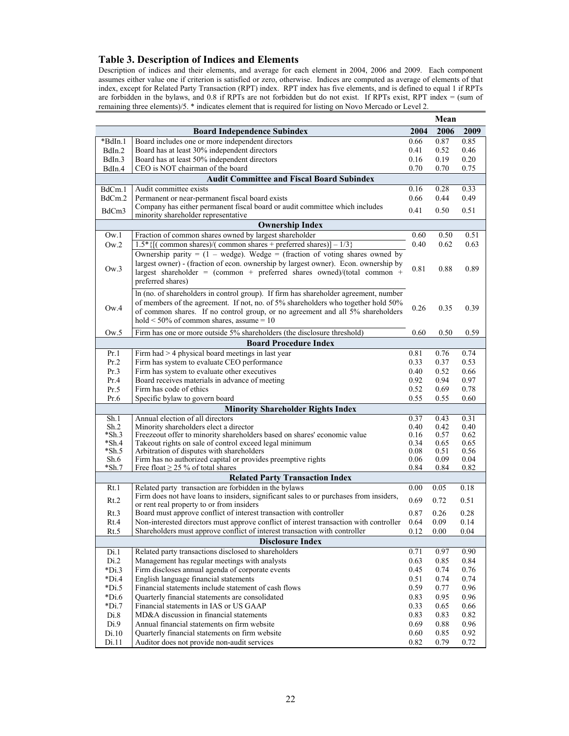### Table 3. Description of Indices and Elements

Description of indices and their elements, and average for each element in 2004, 2006 and 2009. Each component assumes either value one if criterion is satisfied or zero, otherwise. Indices are computed as average of elements of that index, except for Related Party Transaction (RPT) index. RPT index has five elements, and is defined to equal 1 if RPTs are forbidden in the bylaws, and 0.8 if RPTs are not forbidden but do not exist. If RPTs exist, RPT index = (sum of remaining three elements)/5. * indicates element that is required for listing on Novo Mercado or Level 2.

| | | Mean | | |
|---|---|---|---|---|
| | **Board Independence Subindex** | **2004** | **2006** | **2009** |
| *BdIn.1 | Board includes one or more independent directors | 0.66 | 0.87 | 0.85 |
| BdIn.2 | Board has at least 30% independent directors | 0.41 | 0.52 | 0.46 |
| BdIn.3 | Board has at least 50% independent directors | 0.16 | 0.19 | 0.20 |
| BdIn.4 | CEO is NOT chairman of the board | 0.70 | 0.70 | 0.75 |
| | **Audit Committee and Fiscal Board Subindex** | | | |
| BdCm.1 | Audit committee exists | 0.16 | 0.28 | 0.33 |
| BdCm.2 | Permanent or near-permanent fiscal board exists | 0.66 | 0.44 | 0.49 |
| BdCm3 | Company has either permanent fiscal board or audit committee which includes minority shareholder representative | 0.41 | 0.50 | 0.51 |
| | **Ownership Index** | | | |
| Ow.1 | Fraction of common shares owned by largest shareholder | 0.60 | 0.50 | 0.51 |
| Ow.2 | 1.5*{[( common shares)/( common shares + preferred shares)] – 1/3} | 0.40 | 0.62 | 0.63 |
| Ow.3 | Ownership parity = (1 – wedge). Wedge = (fraction of voting shares owned by largest owner) - (fraction of econ. ownership by largest owner). Econ. ownership by largest shareholder = (common + preferred shares owned)/(total common + preferred shares) | 0.81 | 0.88 | 0.89 |
| Ow.4 | ln (no. of shareholders in control group). If firm has shareholder agreement, number of members of the agreement. If not, no. of 5% shareholders who together hold 50% of common shares. If no control group, or no agreement and all 5% shareholders hold < 50% of common shares, assume = 10 | 0.26 | 0.35 | 0.39 |
| Ow.5 | Firm has one or more outside 5% shareholders (the disclosure threshold) | 0.60 | 0.50 | 0.59 |
| | **Board Procedure Index** | | | |
| Pr.1 | Firm had > 4 physical board meetings in last year | 0.81 | 0.76 | 0.74 |
| Pr.2 | Firm has system to evaluate CEO performance | 0.33 | 0.37 | 0.53 |
| Pr.3 | Firm has system to evaluate other executives | 0.40 | 0.52 | 0.66 |
| Pr.4 | Board receives materials in advance of meeting | 0.92 | 0.94 | 0.97 |
| Pr.5 | Firm has code of ethics | 0.52 | 0.69 | 0.78 |
| Pr.6 | Specific bylaw to govern board | 0.55 | 0.55 | 0.60 |
| | **Minority Shareholder Rights Index** | | | |
| Sh.1 | Annual election of all directors | 0.37 | 0.43 | 0.31 |
| Sh.2 | Minority shareholders elect a director | 0.40 | 0.42 | 0.40 |
| *Sh.3 | Freezeout offer to minority shareholders based on shares' economic value | 0.16 | 0.57 | 0.62 |
| *Sh.4 | Takeout rights on sale of control exceed legal minimum | 0.34 | 0.65 | 0.65 |
| *Sh.5 | Arbitration of disputes with shareholders | 0.08 | 0.51 | 0.56 |
| Sh.6 | Firm has no authorized capital or provides preemptive rights | 0.06 | 0.09 | 0.04 |
| *Sh.7 | Free float ≥ 25 % of total shares | 0.84 | 0.84 | 0.82 |
| | **Related Party Transaction Index** | | | |
| Rt.1 | Related party transaction are forbidden in the bylaws | 0.00 | 0.05 | 0.18 |
| Rt.2 | Firm does not have loans to insiders, significant sales to or purchases from insiders, or rent real property to or from insiders | 0.69 | 0.72 | 0.51 |
| Rt.3 | Board must approve conflict of interest transaction with controller | 0.87 | 0.26 | 0.28 |
| Rt.4 | Non-interested directors must approve conflict of interest transaction with controller | 0.64 | 0.09 | 0.14 |
| Rt.5 | Shareholders must approve conflict of interest transaction with controller | 0.12 | 0.00 | 0.04 |
| | **Disclosure Index** | | | |
| Di.1 | Related party transactions disclosed to shareholders | 0.71 | 0.97 | 0.90 |
| Di.2 | Management has regular meetings with analysts | 0.63 | 0.85 | 0.84 |
| *Di.3 | Firm discloses annual agenda of corporate events | 0.45 | 0.74 | 0.76 |
| *Di.4 | English language financial statements | 0.51 | 0.74 | 0.74 |
| *Di.5 | Financial statements include statement of cash flows | 0.59 | 0.77 | 0.96 |
| *Di.6 | Quarterly financial statements are consolidated | 0.83 | 0.95 | 0.96 |
| *Di.7 | Financial statements in IAS or US GAAP | 0.33 | 0.65 | 0.66 |
| Di.8 | MD&A discussion in financial statements | 0.83 | 0.83 | 0.82 |
| Di.9 | Annual financial statements on firm website | 0.69 | 0.88 | 0.96 |
| Di.10 | Quarterly financial statements on firm website | 0.60 | 0.85 | 0.92 |
| Di.11 | Auditor does not provide non-audit services | 0.82 | 0.79 | 0.72 |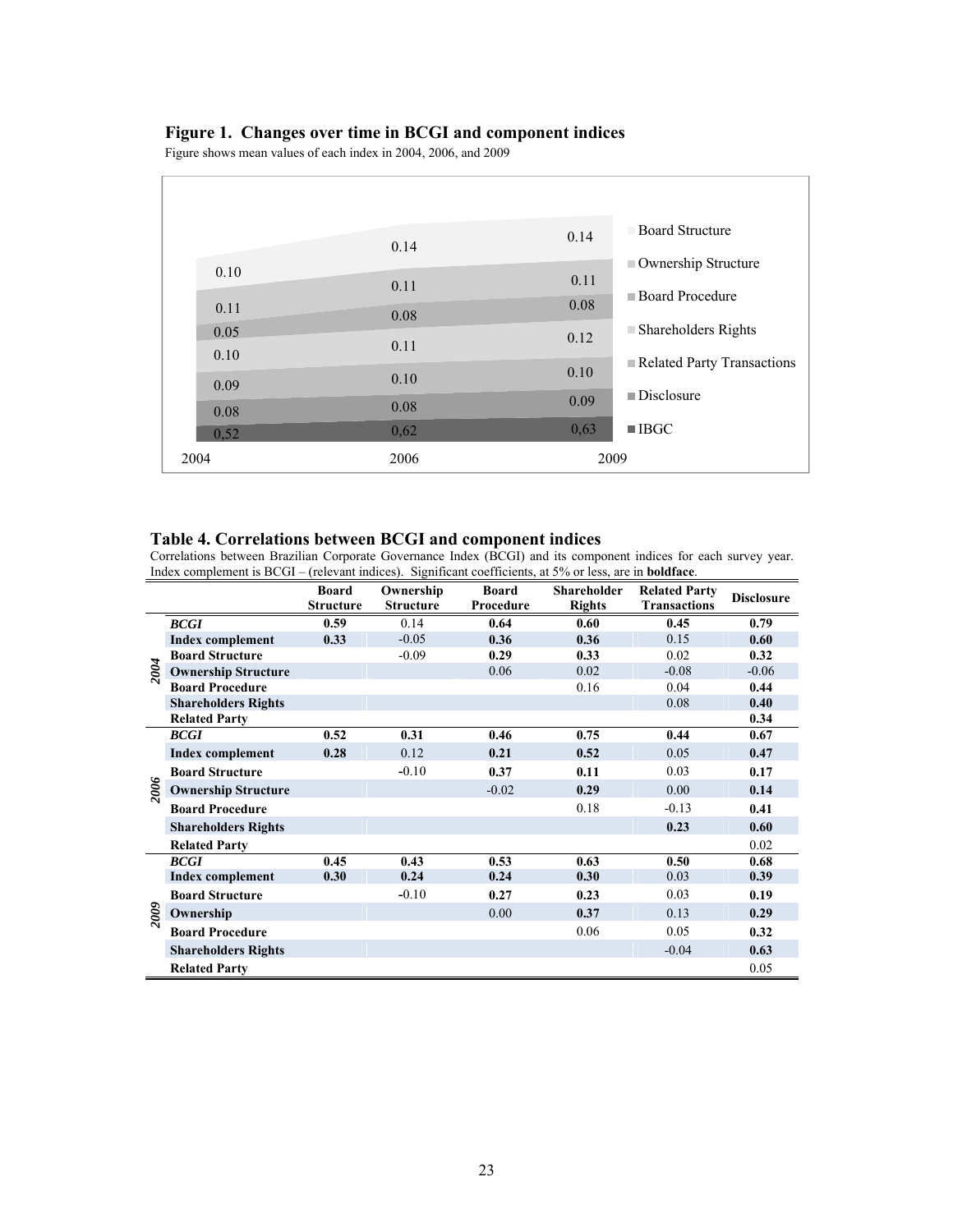## Figure 1. Changes over time in BCGI and component indices

Figure shows mean values of each index in 2004, 2006, and 2009

| | 2004 | 2006 | 2009 |
|---|---|---|---|
| Board Structure | 0.10 | 0.14 | 0.14 |
| Ownership Structure | 0.11 | 0.11 | 0.11 |
| Board Procedure | 0.05 | 0.08 | 0.08 |
| Shareholders Rights | 0.10 | 0.11 | 0.12 |
| Related Party Transactions | 0.09 | 0.10 | 0.10 |
| Disclosure | 0.08 | 0.08 | 0.09 |
| IBGC | 0,52 | 0,62 | 0,63 |

## Table 4. Correlations between BCGI and component indices

Correlations between Brazilian Corporate Governance Index (BCGI) and its component indices for each survey year. Index complement is BCGI – (relevant indices). Significant coefficients, at 5% or less, are in **boldface**.

| | | Board Structure | Ownership Structure | Board Procedure | Shareholder Rights | Related Party Transactions | Disclosure |
|---|---|---|---|---|---|---|---|
| 2004 | ***BCGI*** | **0.59** | 0.14 | **0.64** | **0.60** | **0.45** | **0.79** |
| | **Index complement** | **0.33** | -0.05 | **0.36** | **0.36** | 0.15 | **0.60** |
| | **Board Structure** | | -0.09 | **0.29** | **0.33** | 0.02 | **0.32** |
| | **Ownership Structure** | | | 0.06 | 0.02 | -0.08 | -0.06 |
| | **Board Procedure** | | | | 0.16 | 0.04 | **0.44** |
| | **Shareholders Rights** | | | | | 0.08 | **0.40** |
| | **Related Party** | | | | | | **0.34** |
| 2006 | ***BCGI*** | **0.52** | **0.31** | **0.46** | **0.75** | **0.44** | **0.67** |
| | **Index complement** | **0.28** | 0.12 | **0.21** | **0.52** | 0.05 | **0.47** |
| | **Board Structure** | | -0.10 | **0.37** | **0.11** | 0.03 | **0.17** |
| | **Ownership Structure** | | | -0.02 | **0.29** | 0.00 | **0.14** |
| | **Board Procedure** | | | | 0.18 | -0.13 | **0.41** |
| | **Shareholders Rights** | | | | | **0.23** | **0.60** |
| | **Related Party** | | | | | | 0.02 |
| 2009 | ***BCGI*** | **0.45** | **0.43** | **0.53** | **0.63** | **0.50** | **0.68** |
| | **Index complement** | **0.30** | **0.24** | **0.24** | **0.30** | 0.03 | **0.39** |
| | **Board Structure** | | -0.10 | **0.27** | **0.23** | 0.03 | **0.19** |
| | **Ownership** | | | 0.00 | **0.37** | 0.13 | **0.29** |
| | **Board Procedure** | | | | 0.06 | 0.05 | **0.32** |
| | **Shareholders Rights** | | | | | -0.04 | **0.63** |
| | **Related Party** | | | | | | 0.05 |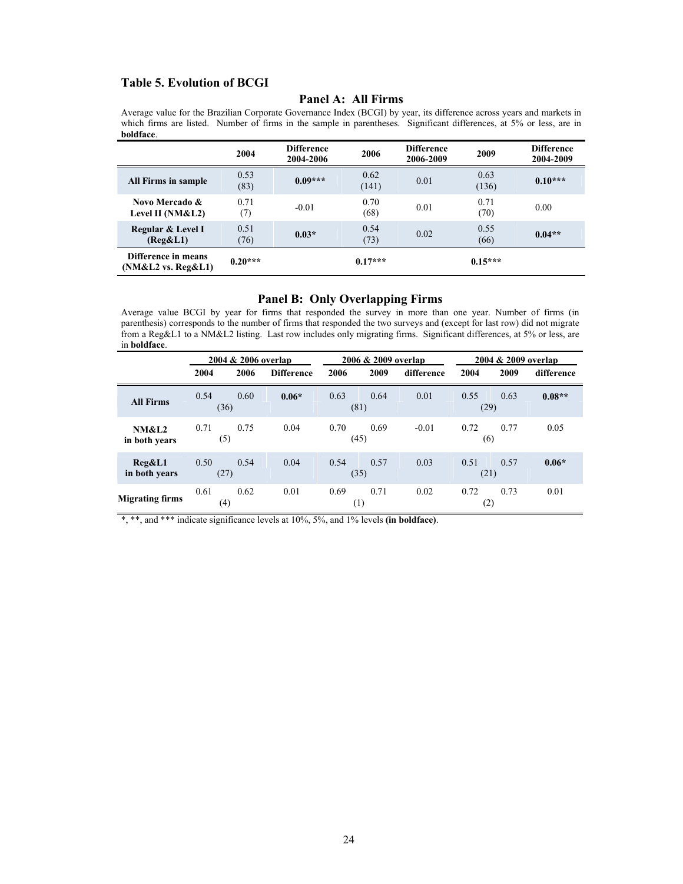## Table 5. Evolution of BCGI

### Panel A: All Firms

Average value for the Brazilian Corporate Governance Index (BCGI) by year, its difference across years and markets in which firms are listed. Number of firms in the sample in parentheses. Significant differences, at 5% or less, are in **boldface**.

| | 2004 | Difference 2004-2006 | 2006 | Difference 2006-2009 | 2009 | Difference 2004-2009 |
|---|---|---|---|---|---|---|
| All Firms in sample | 0.53 (83) | **0.09*** ** | 0.62 (141) | 0.01 | 0.63 (136) | **0.10*** ** |
| Novo Mercado & Level II (NM&L2) | 0.71 (7) | -0.01 | 0.70 (68) | 0.01 | 0.71 (70) | 0.00 |
| Regular & Level I (Reg&L1) | 0.51 (76) | 0.03* | 0.54 (73) | 0.02 | 0.55 (66) | **0.04** ** |
| Difference in means (NM&L2 vs. Reg&L1) | **0.20*** ** | | **0.17*** ** | | **0.15*** ** | |

### Panel B: Only Overlapping Firms

Average value BCGI by year for firms that responded the survey in more than one year. Number of firms (in parenthesis) corresponds to the number of firms that responded the two surveys and (except for last row) did not migrate from a Reg&L1 to a NM&L2 listing. Last row includes only migrating firms. Significant differences, at 5% or less, are in **boldface**.

| | 2004 & 2006 overlap | | | 2006 & 2009 overlap | | | 2004 & 2009 overlap | | |
|---|---|---|---|---|---|---|---|---|---|
| | 2004 | 2006 | Difference | 2006 | 2009 | difference | 2004 | 2009 | difference |
| All Firms | 0.54 | 0.60 | 0.06* | 0.63 | 0.64 | 0.01 | 0.55 | 0.63 | **0.08** ** |
| | (36) | | | (81) | | | (29) | | |
| NM&L2 in both years | 0.71 | 0.75 | 0.04 | 0.70 | 0.69 | -0.01 | 0.72 | 0.77 | 0.05 |
| | (5) | | | (45) | | | (6) | | |
| Reg&L1 in both years | 0.50 | 0.54 | 0.04 | 0.54 | 0.57 | 0.03 | 0.51 | 0.57 | 0.06* |
| | (27) | | | (35) | | | (21) | | |
| Migrating firms | 0.61 | 0.62 | 0.01 | 0.69 | 0.71 | 0.02 | 0.72 | 0.73 | 0.01 |
| | (4) | | | (1) | | | (2) | | |

*, **, and *** indicate significance levels at 10%, 5%, and 1% levels **(in boldface)**.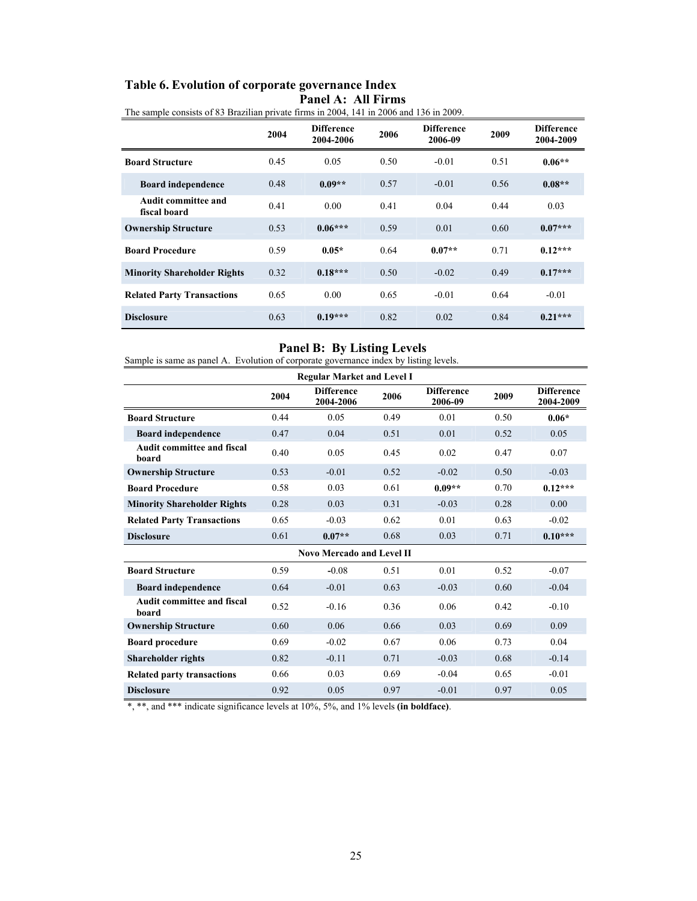## Table 6. Evolution of corporate governance Index

### Panel A: All Firms

The sample consists of 83 Brazilian private firms in 2004, 141 in 2006 and 136 in 2009.

| | 2004 | Difference 2004-2006 | 2006 | Difference 2006-09 | 2009 | Difference 2004-2009 |
|---|---|---|---|---|---|---|
| **Board Structure** | 0.45 | 0.05 | 0.50 | -0.01 | 0.51 | **0.06**** |
| **Board independence** | 0.48 | **0.09**** | 0.57 | -0.01 | 0.56 | **0.08**** |
| **Audit committee and fiscal board** | 0.41 | 0.00 | 0.41 | 0.04 | 0.44 | 0.03 |
| **Ownership Structure** | 0.53 | **0.06***** | 0.59 | 0.01 | 0.60 | **0.07***** |
| **Board Procedure** | 0.59 | **0.05*** | 0.64 | **0.07**** | 0.71 | **0.12***** |
| **Minority Shareholder Rights** | 0.32 | **0.18***** | 0.50 | -0.02 | 0.49 | **0.17***** |
| **Related Party Transactions** | 0.65 | 0.00 | 0.65 | -0.01 | 0.64 | -0.01 |
| **Disclosure** | 0.63 | **0.19***** | 0.82 | 0.02 | 0.84 | **0.21***** |

### Panel B: By Listing Levels

Sample is same as panel A. Evolution of corporate governance index by listing levels.

| | 2004 | Difference 2004-2006 | 2006 | Difference 2006-09 | 2009 | Difference 2004-2009 |
|---|---|---|---|---|---|---|
| **Regular Market and Level I** | | | | | | |
| **Board Structure** | 0.44 | 0.05 | 0.49 | 0.01 | 0.50 | **0.06*** |
| **Board independence** | 0.47 | 0.04 | 0.51 | 0.01 | 0.52 | 0.05 |
| **Audit committee and fiscal board** | 0.40 | 0.05 | 0.45 | 0.02 | 0.47 | 0.07 |
| **Ownership Structure** | 0.53 | -0.01 | 0.52 | -0.02 | 0.50 | -0.03 |
| **Board Procedure** | 0.58 | 0.03 | 0.61 | **0.09**** | 0.70 | **0.12***** |
| **Minority Shareholder Rights** | 0.28 | 0.03 | 0.31 | -0.03 | 0.28 | 0.00 |
| **Related Party Transactions** | 0.65 | -0.03 | 0.62 | 0.01 | 0.63 | -0.02 |
| **Disclosure** | 0.61 | **0.07**** | 0.68 | 0.03 | 0.71 | **0.10***** |
| **Novo Mercado and Level II** | | | | | | |
| **Board Structure** | 0.59 | -0.08 | 0.51 | 0.01 | 0.52 | -0.07 |
| **Board independence** | 0.64 | -0.01 | 0.63 | -0.03 | 0.60 | -0.04 |
| **Audit committee and fiscal board** | 0.52 | -0.16 | 0.36 | 0.06 | 0.42 | -0.10 |
| **Ownership Structure** | 0.60 | 0.06 | 0.66 | 0.03 | 0.69 | 0.09 |
| **Board procedure** | 0.69 | -0.02 | 0.67 | 0.06 | 0.73 | 0.04 |
| **Shareholder rights** | 0.82 | -0.11 | 0.71 | -0.03 | 0.68 | -0.14 |
| **Related party transactions** | 0.66 | 0.03 | 0.69 | -0.04 | 0.65 | -0.01 |
| **Disclosure** | 0.92 | 0.05 | 0.97 | -0.01 | 0.97 | 0.05 |

*, **, and *** indicate significance levels at 10%, 5%, and 1% levels **(in boldface)**.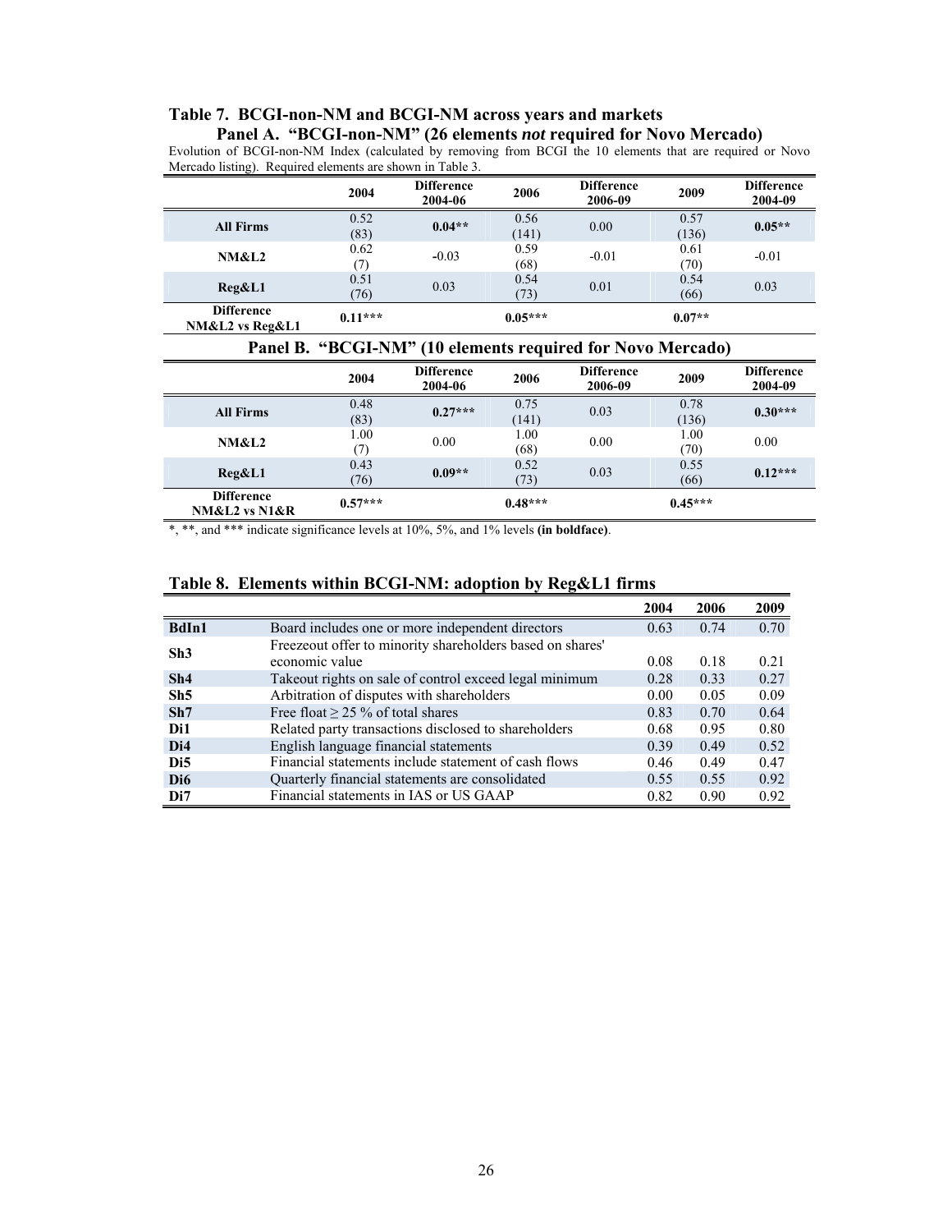## Table 7. BCGI-non-NM and BCGI-NM across years and markets

### Panel A. "BCGI-non-NM" (26 elements *not* required for Novo Mercado)

Evolution of BCGI-non-NM Index (calculated by removing from BCGI the 10 elements that are required or Novo Mercado listing). Required elements are shown in Table 3.

| | 2004 | Difference 2004-06 | 2006 | Difference 2006-09 | 2009 | Difference 2004-09 |
|---|---|---|---|---|---|---|
| **All Firms** | 0.52 (83) | **0.04**** | 0.56 (141) | 0.00 | 0.57 (136) | **0.05**** |
| **NM&L2** | 0.62 (7) | -0.03 | 0.59 (68) | -0.01 | 0.61 (70) | -0.01 |
| **Reg&L1** | 0.51 (76) | 0.03 | 0.54 (73) | 0.01 | 0.54 (66) | 0.03 |
| **Difference NM&L2 vs Reg&L1** | **0.11***** | | **0.05***** | | **0.07**** | |

### Panel B. "BCGI-NM" (10 elements required for Novo Mercado)

| | 2004 | Difference 2004-06 | 2006 | Difference 2006-09 | 2009 | Difference 2004-09 |
|---|---|---|---|---|---|---|
| **All Firms** | 0.48 (83) | **0.27***** | 0.75 (141) | 0.03 | 0.78 (136) | **0.30***** |
| **NM&L2** | 1.00 (7) | 0.00 | 1.00 (68) | 0.00 | 1.00 (70) | 0.00 |
| **Reg&L1** | 0.43 (76) | **0.09**** | 0.52 (73) | 0.03 | 0.55 (66) | **0.12***** |
| **Difference NM&L2 vs N1&R** | **0.57***** | | **0.48***** | | **0.45***** | |

*, **, and *** indicate significance levels at 10%, 5%, and 1% levels **(in boldface)**.

## Table 8. Elements within BCGI-NM: adoption by Reg&L1 firms

| | | 2004 | 2006 | 2009 |
|---|---|---|---|---|
| **BdIn1** | Board includes one or more independent directors | 0.63 | 0.74 | 0.70 |
| **Sh3** | Freezeout offer to minority shareholders based on shares' economic value | 0.08 | 0.18 | 0.21 |
| **Sh4** | Takeout rights on sale of control exceed legal minimum | 0.28 | 0.33 | 0.27 |
| **Sh5** | Arbitration of disputes with shareholders | 0.00 | 0.05 | 0.09 |
| **Sh7** | Free float ≥ 25 % of total shares | 0.83 | 0.70 | 0.64 |
| **Di1** | Related party transactions disclosed to shareholders | 0.68 | 0.95 | 0.80 |
| **Di4** | English language financial statements | 0.39 | 0.49 | 0.52 |
| **Di5** | Financial statements include statement of cash flows | 0.46 | 0.49 | 0.47 |
| **Di6** | Quarterly financial statements are consolidated | 0.55 | 0.55 | 0.92 |
| **Di7** | Financial statements in IAS or US GAAP | 0.82 | 0.90 | 0.92 |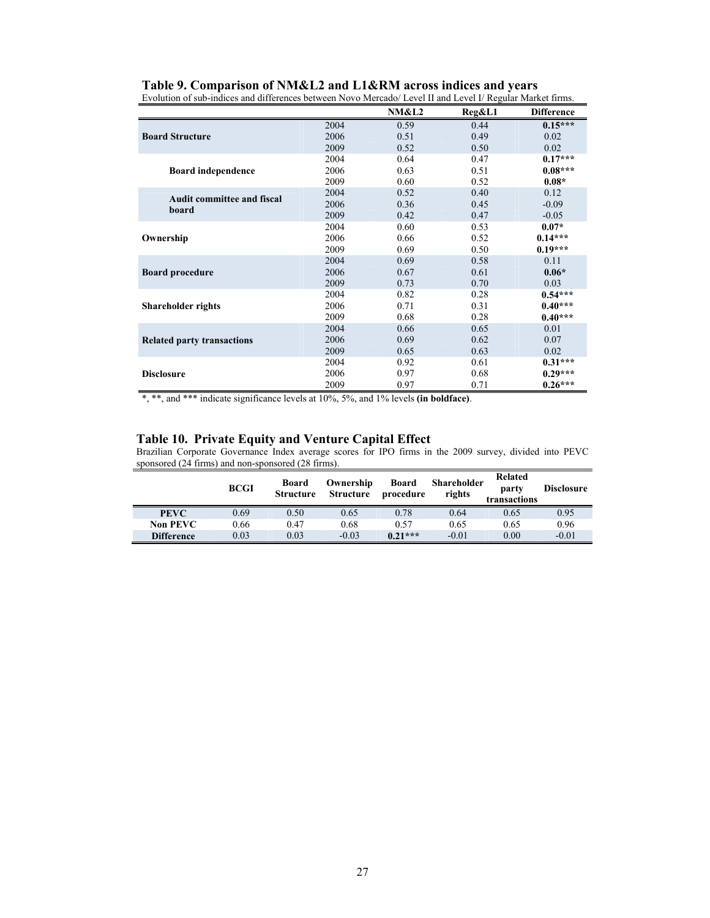## Table 9. Comparison of NM&L2 and L1&RM across indices and years

Evolution of sub-indices and differences between Novo Mercado/ Level II and Level I/ Regular Market firms.

| | | NM&L2 | Reg&L1 | Difference |
|---|---|---|---|---|
| **Board Structure** | 2004 | 0.59 | 0.44 | **0.15*** ** |
| | 2006 | 0.51 | 0.49 | 0.02 |
| | 2009 | 0.52 | 0.50 | 0.02 |
| **Board independence** | 2004 | 0.64 | 0.47 | **0.17*** ** |
| | 2006 | 0.63 | 0.51 | **0.08*** ** |
| | 2009 | 0.60 | 0.52 | **0.08*** |
| **Audit committee and fiscal board** | 2004 | 0.52 | 0.40 | 0.12 |
| | 2006 | 0.36 | 0.45 | -0.09 |
| | 2009 | 0.42 | 0.47 | -0.05 |
| **Ownership** | 2004 | 0.60 | 0.53 | **0.07*** |
| | 2006 | 0.66 | 0.52 | **0.14*** ** |
| | 2009 | 0.69 | 0.50 | **0.19*** ** |
| **Board procedure** | 2004 | 0.69 | 0.58 | 0.11 |
| | 2006 | 0.67 | 0.61 | **0.06*** |
| | 2009 | 0.73 | 0.70 | 0.03 |
| **Shareholder rights** | 2004 | 0.82 | 0.28 | **0.54*** ** |
| | 2006 | 0.71 | 0.31 | **0.40*** ** |
| | 2009 | 0.68 | 0.28 | **0.40*** ** |
| **Related party transactions** | 2004 | 0.66 | 0.65 | 0.01 |
| | 2006 | 0.69 | 0.62 | 0.07 |
| | 2009 | 0.65 | 0.63 | 0.02 |
| **Disclosure** | 2004 | 0.92 | 0.61 | **0.31*** ** |
| | 2006 | 0.97 | 0.68 | **0.29*** ** |
| | 2009 | 0.97 | 0.71 | **0.26*** ** |

*, **, and *** indicate significance levels at 10%, 5%, and 1% levels **(in boldface)**.

## Table 10. Private Equity and Venture Capital Effect

Brazilian Corporate Governance Index average scores for IPO firms in the 2009 survey, divided into PEVC sponsored (24 firms) and non-sponsored (28 firms).

| | BCGI | Board Structure | Ownership Structure | Board procedure | Shareholder rights | Related party transactions | Disclosure |
|---|---|---|---|---|---|---|---|
| **PEVC** | 0.69 | 0.50 | 0.65 | 0.78 | 0.64 | 0.65 | 0.95 |
| **Non PEVC** | 0.66 | 0.47 | 0.68 | 0.57 | 0.65 | 0.65 | 0.96 |
| **Difference** | 0.03 | 0.03 | -0.03 | **0.21*** ** | -0.01 | 0.00 | -0.01 |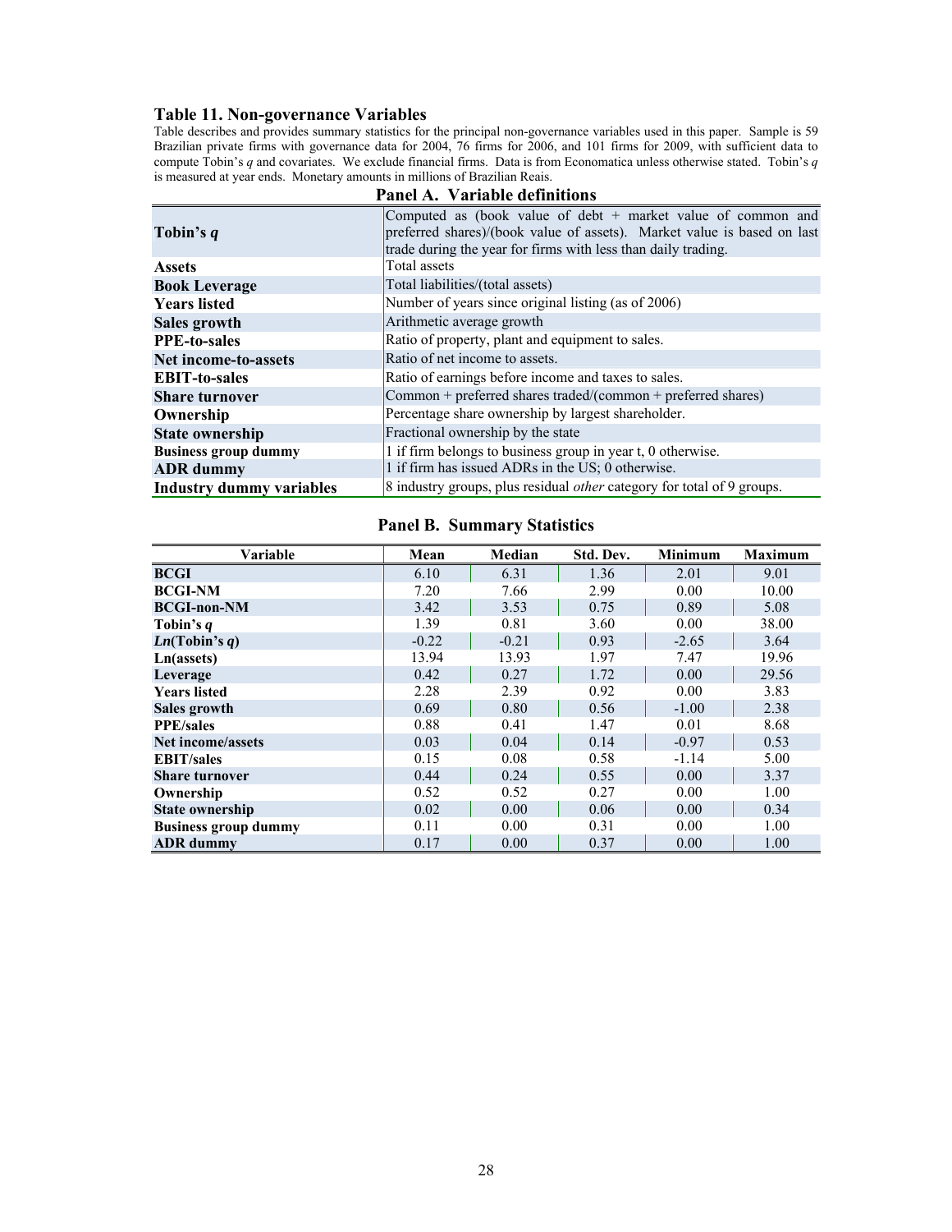### Table 11. Non-governance Variables

Table describes and provides summary statistics for the principal non-governance variables used in this paper. Sample is 59 Brazilian private firms with governance data for 2004, 76 firms for 2006, and 101 firms for 2009, with sufficient data to compute Tobin's *q* and covariates. We exclude financial firms. Data is from Economatica unless otherwise stated. Tobin's *q* is measured at year ends. Monetary amounts in millions of Brazilian Reais.

**Panel A. Variable definitions**

| | |
|---|---|
| **Tobin's *q*** | Computed as (book value of debt + market value of common and preferred shares)/(book value of assets). Market value is based on last trade during the year for firms with less than daily trading. |
| **Assets** | Total assets |
| **Book Leverage** | Total liabilities/(total assets) |
| **Years listed** | Number of years since original listing (as of 2006) |
| **Sales growth** | Arithmetic average growth |
| **PPE-to-sales** | Ratio of property, plant and equipment to sales. |
| **Net income-to-assets** | Ratio of net income to assets. |
| **EBIT-to-sales** | Ratio of earnings before income and taxes to sales. |
| **Share turnover** | Common + preferred shares traded/(common + preferred shares) |
| **Ownership** | Percentage share ownership by largest shareholder. |
| **State ownership** | Fractional ownership by the state |
| **Business group dummy** | 1 if firm belongs to business group in year t, 0 otherwise. |
| **ADR dummy** | 1 if firm has issued ADRs in the US; 0 otherwise. |
| **Industry dummy variables** | 8 industry groups, plus residual *other* category for total of 9 groups. |

**Panel B. Summary Statistics**

| Variable | Mean | Median | Std. Dev. | Minimum | Maximum |
|---|---|---|---|---|---|
| **BCGI** | 6.10 | 6.31 | 1.36 | 2.01 | 9.01 |
| **BCGI-NM** | 7.20 | 7.66 | 2.99 | 0.00 | 10.00 |
| **BCGI-non-NM** | 3.42 | 3.53 | 0.75 | 0.89 | 5.08 |
| **Tobin's *q*** | 1.39 | 0.81 | 3.60 | 0.00 | 38.00 |
| ***Ln*(Tobin's *q*)** | -0.22 | -0.21 | 0.93 | -2.65 | 3.64 |
| **Ln(assets)** | 13.94 | 13.93 | 1.97 | 7.47 | 19.96 |
| **Leverage** | 0.42 | 0.27 | 1.72 | 0.00 | 29.56 |
| **Years listed** | 2.28 | 2.39 | 0.92 | 0.00 | 3.83 |
| **Sales growth** | 0.69 | 0.80 | 0.56 | -1.00 | 2.38 |
| **PPE/sales** | 0.88 | 0.41 | 1.47 | 0.01 | 8.68 |
| **Net income/assets** | 0.03 | 0.04 | 0.14 | -0.97 | 0.53 |
| **EBIT/sales** | 0.15 | 0.08 | 0.58 | -1.14 | 5.00 |
| **Share turnover** | 0.44 | 0.24 | 0.55 | 0.00 | 3.37 |
| **Ownership** | 0.52 | 0.52 | 0.27 | 0.00 | 1.00 |
| **State ownership** | 0.02 | 0.00 | 0.06 | 0.00 | 0.34 |
| **Business group dummy** | 0.11 | 0.00 | 0.31 | 0.00 | 1.00 |
| **ADR dummy** | 0.17 | 0.00 | 0.37 | 0.00 | 1.00 |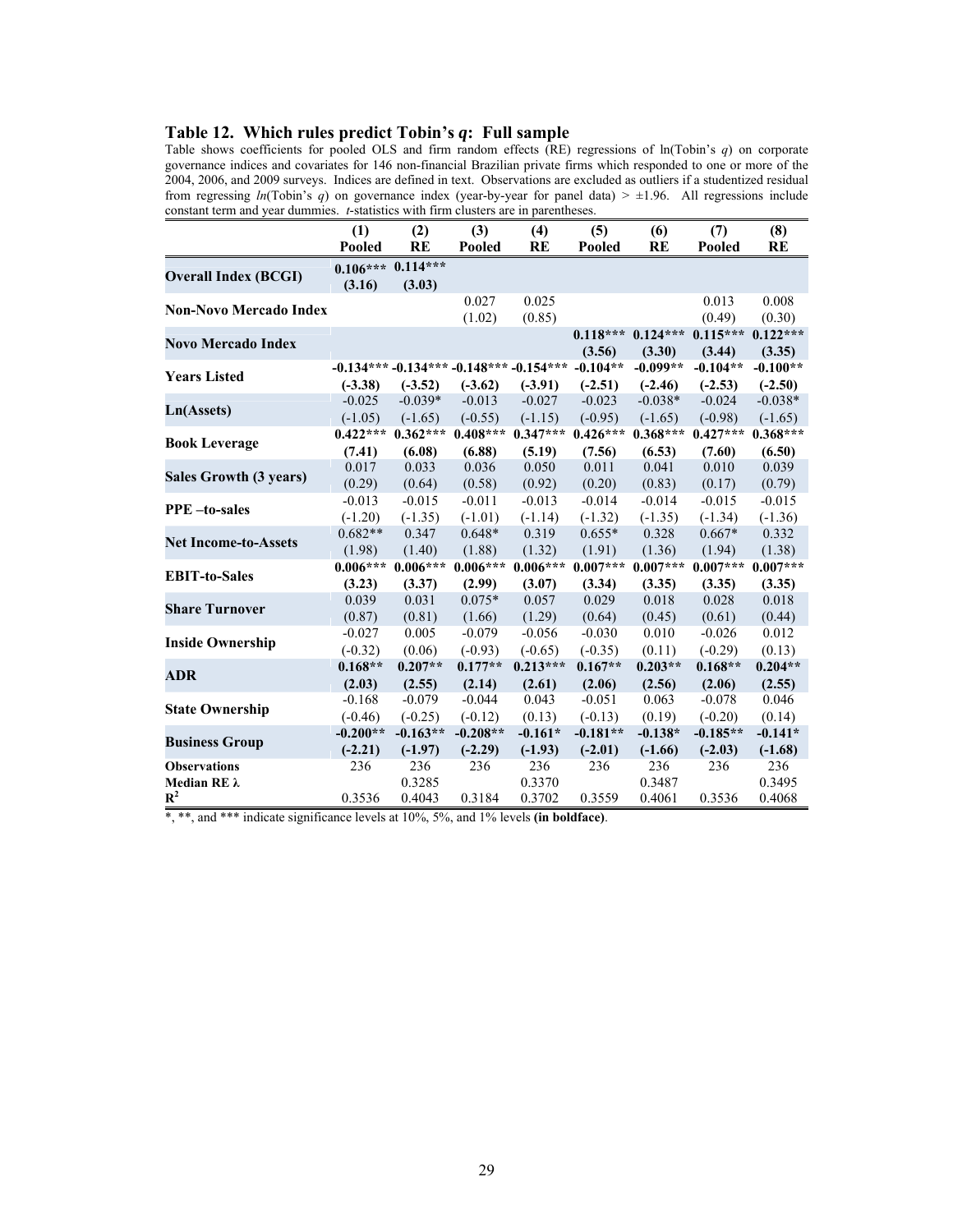### Table 12. Which rules predict Tobin's *q*: Full sample

Table shows coefficients for pooled OLS and firm random effects (RE) regressions of ln(Tobin's *q*) on corporate governance indices and covariates for 146 non-financial Brazilian private firms which responded to one or more of the 2004, 2006, and 2009 surveys. Indices are defined in text. Observations are excluded as outliers if a studentized residual from regressing *ln*(Tobin's *q*) on governance index (year-by-year for panel data) > ±1.96. All regressions include constant term and year dummies. *t*-statistics with firm clusters are in parentheses.

| | (1) Pooled | (2) RE | (3) Pooled | (4) RE | (5) Pooled | (6) RE | (7) Pooled | (8) RE |
|---|---|---|---|---|---|---|---|---|
| **Overall Index (BCGI)** | **0.106***\*** | **0.114***\*** | | | | | | |
| | **(3.16)** | **(3.03)** | | | | | | |
| **Non-Novo Mercado Index** | | | 0.027 | 0.025 | | | 0.013 | 0.008 |
| | | | (1.02) | (0.85) | | | (0.49) | (0.30) |
| **Novo Mercado Index** | | | | | **0.118*\*\*** | **0.124*\*\*** | **0.115*\*\*** | **0.122*\*\*** |
| | | | | | **(3.56)** | **(3.30)** | **(3.44)** | **(3.35)** |
| **Years Listed** | **-0.134*\*\*** | **-0.134*\*\*** | **-0.148*\*\*** | **-0.154*\*\*** | **-0.104*\*** | **-0.099*\*** | **-0.104*\*** | **-0.100*\*** |
| | **(-3.38)** | **(-3.52)** | **(-3.62)** | **(-3.91)** | **(-2.51)** | **(-2.46)** | **(-2.53)** | **(-2.50)** |
| **Ln(Assets)** | -0.025 | -0.039* | -0.013 | -0.027 | -0.023 | -0.038* | -0.024 | -0.038* |
| | (-1.05) | (-1.65) | (-0.55) | (-1.15) | (-0.95) | (-1.65) | (-0.98) | (-1.65) |
| **Book Leverage** | **0.422*\*\*** | **0.362*\*\*** | **0.408*\*\*** | **0.347*\*\*** | **0.426*\*\*** | **0.368*\*\*** | **0.427*\*\*** | **0.368*\*\*** |
| | **(7.41)** | **(6.08)** | **(6.88)** | **(5.19)** | **(7.56)** | **(6.53)** | **(7.60)** | **(6.50)** |
| **Sales Growth (3 years)** | 0.017 | 0.033 | 0.036 | 0.050 | 0.011 | 0.041 | 0.010 | 0.039 |
| | (0.29) | (0.64) | (0.58) | (0.92) | (0.20) | (0.83) | (0.17) | (0.79) |
| **PPE –to-sales** | -0.013 | -0.015 | -0.011 | -0.013 | -0.014 | -0.014 | -0.015 | -0.015 |
| | (-1.20) | (-1.35) | (-1.01) | (-1.14) | (-1.32) | (-1.35) | (-1.34) | (-1.36) |
| **Net Income-to-Assets** | 0.682** | 0.347 | 0.648* | 0.319 | 0.655* | 0.328 | 0.667* | 0.332 |
| | (1.98) | (1.40) | (1.88) | (1.32) | (1.91) | (1.36) | (1.94) | (1.38) |
| **EBIT-to-Sales** | **0.006*\*\*** | **0.006*\*\*** | **0.006*\*\*** | **0.006*\*\*** | **0.007*\*\*** | **0.007*\*\*** | **0.007*\*\*** | **0.007*\*\*** |
| | **(3.23)** | **(3.37)** | **(2.99)** | **(3.07)** | **(3.34)** | **(3.35)** | **(3.35)** | **(3.35)** |
| **Share Turnover** | 0.039 | 0.031 | 0.075* | 0.057 | 0.029 | 0.018 | 0.028 | 0.018 |
| | (0.87) | (0.81) | (1.66) | (1.29) | (0.64) | (0.45) | (0.61) | (0.44) |
| **Inside Ownership** | -0.027 | 0.005 | -0.079 | -0.056 | -0.030 | 0.010 | -0.026 | 0.012 |
| | (-0.32) | (0.06) | (-0.93) | (-0.65) | (-0.35) | (0.11) | (-0.29) | (0.13) |
| **ADR** | **0.168*\*** | **0.207*\*** | **0.177*\*** | **0.213*\*\*** | **0.167*\*** | **0.203*\*** | **0.168*\*** | **0.204*\*** |
| | **(2.03)** | **(2.55)** | **(2.14)** | **(2.61)** | **(2.06)** | **(2.56)** | **(2.06)** | **(2.55)** |
| **State Ownership** | -0.168 | -0.079 | -0.044 | 0.043 | -0.051 | 0.063 | -0.078 | 0.046 |
| | (-0.46) | (-0.25) | (-0.12) | (0.13) | (-0.13) | (0.19) | (-0.20) | (0.14) |
| **Business Group** | **-0.200*\*** | **-0.163*\*** | **-0.208*\*** | **-0.161*** | **-0.181*\*** | **-0.138*** | **-0.185*\*** | **-0.141*** |
| | **(-2.21)** | **(-1.97)** | **(-2.29)** | **(-1.93)** | **(-2.01)** | **(-1.66)** | **(-2.03)** | **(-1.68)** |
| **Observations** | 236 | 236 | 236 | 236 | 236 | 236 | 236 | 236 |
| **Median RE λ** | | 0.3285 | | 0.3370 | | 0.3487 | | 0.3495 |
| **$R^2$** | 0.3536 | 0.4043 | 0.3184 | 0.3702 | 0.3559 | 0.4061 | 0.3536 | 0.4068 |

*, **, and *** indicate significance levels at 10%, 5%, and 1% levels **(in boldface)**.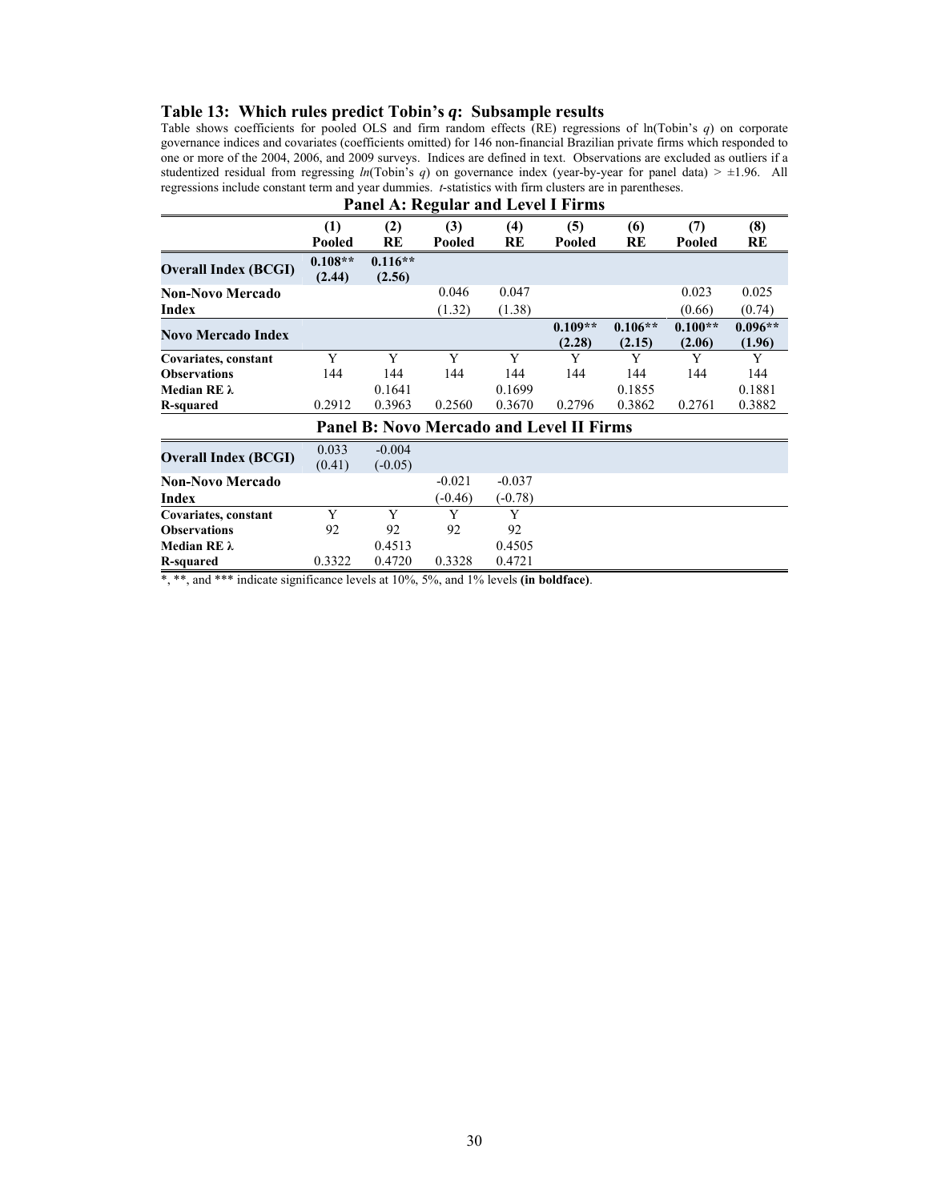### Table 13: Which rules predict Tobin's $q$: Subsample results

Table shows coefficients for pooled OLS and firm random effects (RE) regressions of ln(Tobin's $q$) on corporate governance indices and covariates (coefficients omitted) for 146 non-financial Brazilian private firms which responded to one or more of the 2004, 2006, and 2009 surveys. Indices are defined in text. Observations are excluded as outliers if a studentized residual from regressing *ln*(Tobin's $q$) on governance index (year-by-year for panel data) > ±1.96. All regressions include constant term and year dummies. $t$-statistics with firm clusters are in parentheses.

**Panel A: Regular and Level I Firms**

| | (1) Pooled | (2) RE | (3) Pooled | (4) RE | (5) Pooled | (6) RE | (7) Pooled | (8) RE |
|---|---|---|---|---|---|---|---|---|
| **Overall Index (BCGI)** | **0.108**** | **0.116**** | | | | | | |
| | **(2.44)** | **(2.56)** | | | | | | |
| **Non-Novo Mercado Index** | | | 0.046 | 0.047 | | | 0.023 | 0.025 |
| | | | (1.32) | (1.38) | | | (0.66) | (0.74) |
| **Novo Mercado Index** | | | | | **0.109**** | **0.106**** | **0.100**** | **0.096**** |
| | | | | | **(2.28)** | **(2.15)** | **(2.06)** | **(1.96)** |
| **Covariates, constant** | Y | Y | Y | Y | Y | Y | Y | Y |
| **Observations** | 144 | 144 | 144 | 144 | 144 | 144 | 144 | 144 |
| **Median RE λ** | | 0.1641 | | 0.1699 | | 0.1855 | | 0.1881 |
| **R-squared** | 0.2912 | 0.3963 | 0.2560 | 0.3670 | 0.2796 | 0.3862 | 0.2761 | 0.3882 |

**Panel B: Novo Mercado and Level II Firms**

| | (1) Pooled | (2) RE | (3) Pooled | (4) RE |
|---|---|---|---|---|
| **Overall Index (BCGI)** | 0.033 | -0.004 | | |
| | (0.41) | (-0.05) | | |
| **Non-Novo Mercado Index** | | | -0.021 | -0.037 |
| | | | (-0.46) | (-0.78) |
| **Covariates, constant** | Y | Y | Y | Y |
| **Observations** | 92 | 92 | 92 | 92 |
| **Median RE λ** | | 0.4513 | | 0.4505 |
| **R-squared** | 0.3322 | 0.4720 | 0.3328 | 0.4721 |

*, **, and *** indicate significance levels at 10%, 5%, and 1% levels **(in boldface)**.